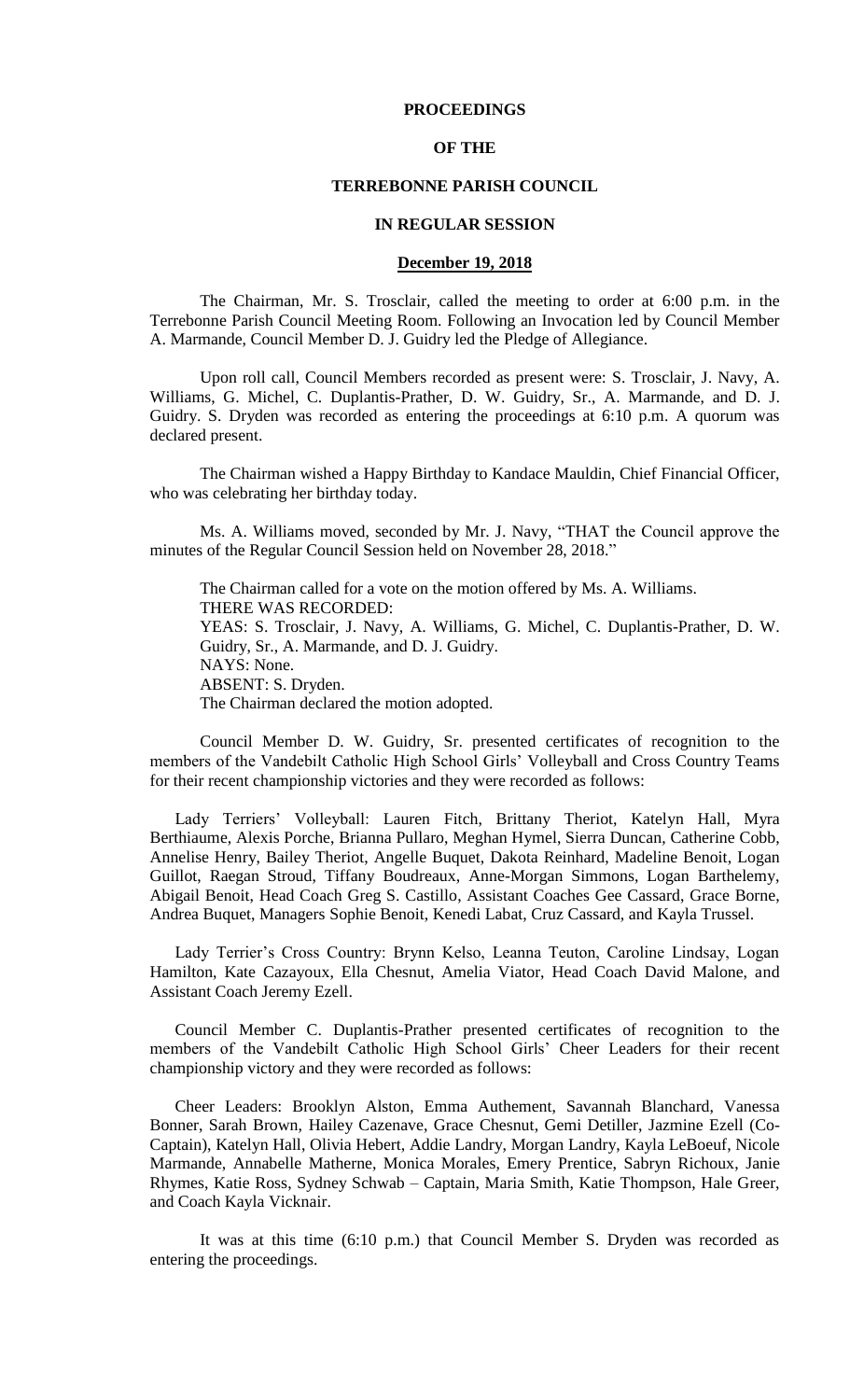# PROCEEDINGS

# OF THE

# TERREBONNE PARISH COUNCIL

# IN REGULAR SESSION

**December 19, 2018**

The Chairman, Mr. S. Trosclair, called the meeting to order at 6:00 p.m. in the Terrebonne Parish Council Meeting Room. Following an Invocation led by Council Member A. Marmande, Council Member D. J. Guidry led the Pledge of Allegiance.

Upon roll call, Council Members recorded as present were: S. Trosclair, J. Navy, A. Williams, G. Michel, C. Duplantis-Prather, D. W. Guidry, Sr., A. Marmande, and D. J. Guidry. S. Dryden was recorded as entering the proceedings at 6:10 p.m. A quorum was declared present.

The Chairman wished a Happy Birthday to Kandace Mauldin, Chief Financial Officer, who was celebrating her birthday today.

Ms. A. Williams moved, seconded by Mr. J. Navy, "THAT the Council approve the minutes of the Regular Council Session held on November 28, 2018."

The Chairman called for a vote on the motion offered by Ms. A. Williams.
THERE WAS RECORDED:
YEAS: S. Trosclair, J. Navy, A. Williams, G. Michel, C. Duplantis-Prather, D. W. Guidry, Sr., A. Marmande, and D. J. Guidry.
NAYS: None.
ABSENT: S. Dryden.
The Chairman declared the motion adopted.

Council Member D. W. Guidry, Sr. presented certificates of recognition to the members of the Vandebilt Catholic High School Girls' Volleyball and Cross Country Teams for their recent championship victories and they were recorded as follows:

Lady Terriers' Volleyball: Lauren Fitch, Brittany Theriot, Katelyn Hall, Myra Berthiaume, Alexis Porche, Brianna Pullaro, Meghan Hymel, Sierra Duncan, Catherine Cobb, Annelise Henry, Bailey Theriot, Angelle Buquet, Dakota Reinhard, Madeline Benoit, Logan Guillot, Raegan Stroud, Tiffany Boudreaux, Anne-Morgan Simmons, Logan Barthelemy, Abigail Benoit, Head Coach Greg S. Castillo, Assistant Coaches Gee Cassard, Grace Borne, Andrea Buquet, Managers Sophie Benoit, Kenedi Labat, Cruz Cassard, and Kayla Trussel.

Lady Terrier's Cross Country: Brynn Kelso, Leanna Teuton, Caroline Lindsay, Logan Hamilton, Kate Cazayoux, Ella Chesnut, Amelia Viator, Head Coach David Malone, and Assistant Coach Jeremy Ezell.

Council Member C. Duplantis-Prather presented certificates of recognition to the members of the Vandebilt Catholic High School Girls' Cheer Leaders for their recent championship victory and they were recorded as follows:

Cheer Leaders: Brooklyn Alston, Emma Authement, Savannah Blanchard, Vanessa Bonner, Sarah Brown, Hailey Cazenave, Grace Chesnut, Gemi Detiller, Jazmine Ezell (Co-Captain), Katelyn Hall, Olivia Hebert, Addie Landry, Morgan Landry, Kayla LeBoeuf, Nicole Marmande, Annabelle Matherne, Monica Morales, Emery Prentice, Sabryn Richoux, Janie Rhymes, Katie Ross, Sydney Schwab – Captain, Maria Smith, Katie Thompson, Hale Greer, and Coach Kayla Vicknair.

It was at this time (6:10 p.m.) that Council Member S. Dryden was recorded as entering the proceedings.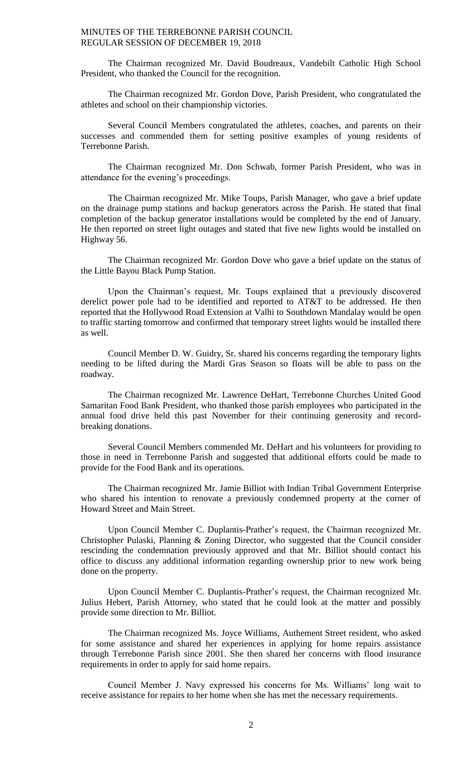The Chairman recognized Mr. David Boudreaux, Vandebilt Catholic High School President, who thanked the Council for the recognition.

The Chairman recognized Mr. Gordon Dove, Parish President, who congratulated the athletes and school on their championship victories.

Several Council Members congratulated the athletes, coaches, and parents on their successes and commended them for setting positive examples of young residents of Terrebonne Parish.

The Chairman recognized Mr. Don Schwab, former Parish President, who was in attendance for the evening's proceedings.

The Chairman recognized Mr. Mike Toups, Parish Manager, who gave a brief update on the drainage pump stations and backup generators across the Parish. He stated that final completion of the backup generator installations would be completed by the end of January. He then reported on street light outages and stated that five new lights would be installed on Highway 56.

The Chairman recognized Mr. Gordon Dove who gave a brief update on the status of the Little Bayou Black Pump Station.

Upon the Chairman's request, Mr. Toups explained that a previously discovered derelict power pole had to be identified and reported to AT&T to be addressed. He then reported that the Hollywood Road Extension at Valhi to Southdown Mandalay would be open to traffic starting tomorrow and confirmed that temporary street lights would be installed there as well.

Council Member D. W. Guidry, Sr. shared his concerns regarding the temporary lights needing to be lifted during the Mardi Gras Season so floats will be able to pass on the roadway.

The Chairman recognized Mr. Lawrence DeHart, Terrebonne Churches United Good Samaritan Food Bank President, who thanked those parish employees who participated in the annual food drive held this past November for their continuing generosity and record-breaking donations.

Several Council Members commended Mr. DeHart and his volunteers for providing to those in need in Terrebonne Parish and suggested that additional efforts could be made to provide for the Food Bank and its operations.

The Chairman recognized Mr. Jamie Billiot with Indian Tribal Government Enterprise who shared his intention to renovate a previously condemned property at the corner of Howard Street and Main Street.

Upon Council Member C. Duplantis-Prather's request, the Chairman recognized Mr. Christopher Pulaski, Planning & Zoning Director, who suggested that the Council consider rescinding the condemnation previously approved and that Mr. Billiot should contact his office to discuss any additional information regarding ownership prior to new work being done on the property.

Upon Council Member C. Duplantis-Prather's request, the Chairman recognized Mr. Julius Hebert, Parish Attorney, who stated that he could look at the matter and possibly provide some direction to Mr. Billiot.

The Chairman recognized Ms. Joyce Williams, Authement Street resident, who asked for some assistance and shared her experiences in applying for home repairs assistance through Terrebonne Parish since 2001. She then shared her concerns with flood insurance requirements in order to apply for said home repairs.

Council Member J. Navy expressed his concerns for Ms. Williams' long wait to receive assistance for repairs to her home when she has met the necessary requirements.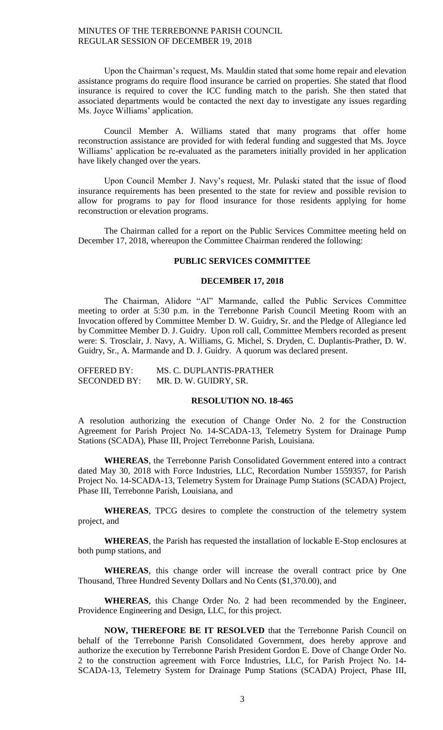Upon the Chairman's request, Ms. Mauldin stated that some home repair and elevation assistance programs do require flood insurance be carried on properties. She stated that flood insurance is required to cover the ICC funding match to the parish. She then stated that associated departments would be contacted the next day to investigate any issues regarding Ms. Joyce Williams' application.

Council Member A. Williams stated that many programs that offer home reconstruction assistance are provided for with federal funding and suggested that Ms. Joyce Williams' application be re-evaluated as the parameters initially provided in her application have likely changed over the years.

Upon Council Member J. Navy's request, Mr. Pulaski stated that the issue of flood insurance requirements has been presented to the state for review and possible revision to allow for programs to pay for flood insurance for those residents applying for home reconstruction or elevation programs.

The Chairman called for a report on the Public Services Committee meeting held on December 17, 2018, whereupon the Committee Chairman rendered the following:

## PUBLIC SERVICES COMMITTEE

## DECEMBER 17, 2018

The Chairman, Alidore "Al" Marmande, called the Public Services Committee meeting to order at 5:30 p.m. in the Terrebonne Parish Council Meeting Room with an Invocation offered by Committee Member D. W. Guidry, Sr. and the Pledge of Allegiance led by Committee Member D. J. Guidry. Upon roll call, Committee Members recorded as present were: S. Trosclair, J. Navy, A. Williams, G. Michel, S. Dryden, C. Duplantis-Prather, D. W. Guidry, Sr., A. Marmande and D. J. Guidry. A quorum was declared present.

OFFERED BY: MS. C. DUPLANTIS-PRATHER
SECONDED BY: MR. D. W. GUIDRY, SR.

## RESOLUTION NO. 18-465

A resolution authorizing the execution of Change Order No. 2 for the Construction Agreement for Parish Project No. 14-SCADA-13, Telemetry System for Drainage Pump Stations (SCADA), Phase III, Project Terrebonne Parish, Louisiana.

**WHEREAS**, the Terrebonne Parish Consolidated Government entered into a contract dated May 30, 2018 with Force Industries, LLC, Recordation Number 1559357, for Parish Project No. 14-SCADA-13, Telemetry System for Drainage Pump Stations (SCADA) Project, Phase III, Terrebonne Parish, Louisiana, and

**WHEREAS**, TPCG desires to complete the construction of the telemetry system project, and

**WHEREAS**, the Parish has requested the installation of lockable E-Stop enclosures at both pump stations, and

**WHEREAS**, this change order will increase the overall contract price by One Thousand, Three Hundred Seventy Dollars and No Cents ($1,370.00), and

**WHEREAS**, this Change Order No. 2 had been recommended by the Engineer, Providence Engineering and Design, LLC, for this project.

**NOW, THEREFORE BE IT RESOLVED** that the Terrebonne Parish Council on behalf of the Terrebonne Parish Consolidated Government, does hereby approve and authorize the execution by Terrebonne Parish President Gordon E. Dove of Change Order No. 2 to the construction agreement with Force Industries, LLC, for Parish Project No. 14-SCADA-13, Telemetry System for Drainage Pump Stations (SCADA) Project, Phase III,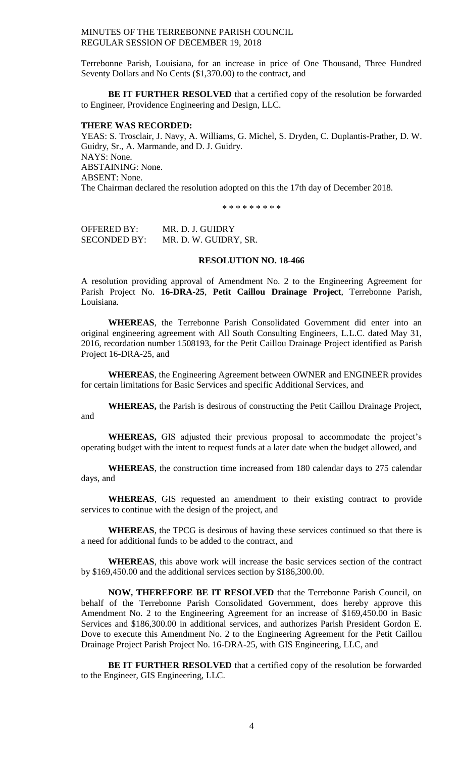Terrebonne Parish, Louisiana, for an increase in price of One Thousand, Three Hundred Seventy Dollars and No Cents ($1,370.00) to the contract, and

**BE IT FURTHER RESOLVED** that a certified copy of the resolution be forwarded to Engineer, Providence Engineering and Design, LLC.

**THERE WAS RECORDED:**

YEAS: S. Trosclair, J. Navy, A. Williams, G. Michel, S. Dryden, C. Duplantis-Prather, D. W. Guidry, Sr., A. Marmande, and D. J. Guidry.
NAYS: None.
ABSTAINING: None.
ABSENT: None.
The Chairman declared the resolution adopted on this the 17th day of December 2018.

\* \* \* \* \* \* \* \* \*

OFFERED BY: MR. D. J. GUIDRY
SECONDED BY: MR. D. W. GUIDRY, SR.

**RESOLUTION NO. 18-466**

A resolution providing approval of Amendment No. 2 to the Engineering Agreement for Parish Project No. **16-DRA-25**, **Petit Caillou Drainage Project**, Terrebonne Parish, Louisiana.

**WHEREAS**, the Terrebonne Parish Consolidated Government did enter into an original engineering agreement with All South Consulting Engineers, L.L.C. dated May 31, 2016, recordation number 1508193, for the Petit Caillou Drainage Project identified as Parish Project 16-DRA-25, and

**WHEREAS**, the Engineering Agreement between OWNER and ENGINEER provides for certain limitations for Basic Services and specific Additional Services, and

**WHEREAS,** the Parish is desirous of constructing the Petit Caillou Drainage Project, and

**WHEREAS,** GIS adjusted their previous proposal to accommodate the project's operating budget with the intent to request funds at a later date when the budget allowed, and

**WHEREAS**, the construction time increased from 180 calendar days to 275 calendar days, and

**WHEREAS**, GIS requested an amendment to their existing contract to provide services to continue with the design of the project, and

**WHEREAS**, the TPCG is desirous of having these services continued so that there is a need for additional funds to be added to the contract, and

**WHEREAS**, this above work will increase the basic services section of the contract by $169,450.00 and the additional services section by $186,300.00.

**NOW, THEREFORE BE IT RESOLVED** that the Terrebonne Parish Council, on behalf of the Terrebonne Parish Consolidated Government, does hereby approve this Amendment No. 2 to the Engineering Agreement for an increase of $169,450.00 in Basic Services and $186,300.00 in additional services, and authorizes Parish President Gordon E. Dove to execute this Amendment No. 2 to the Engineering Agreement for the Petit Caillou Drainage Project Parish Project No. 16-DRA-25, with GIS Engineering, LLC, and

**BE IT FURTHER RESOLVED** that a certified copy of the resolution be forwarded to the Engineer, GIS Engineering, LLC.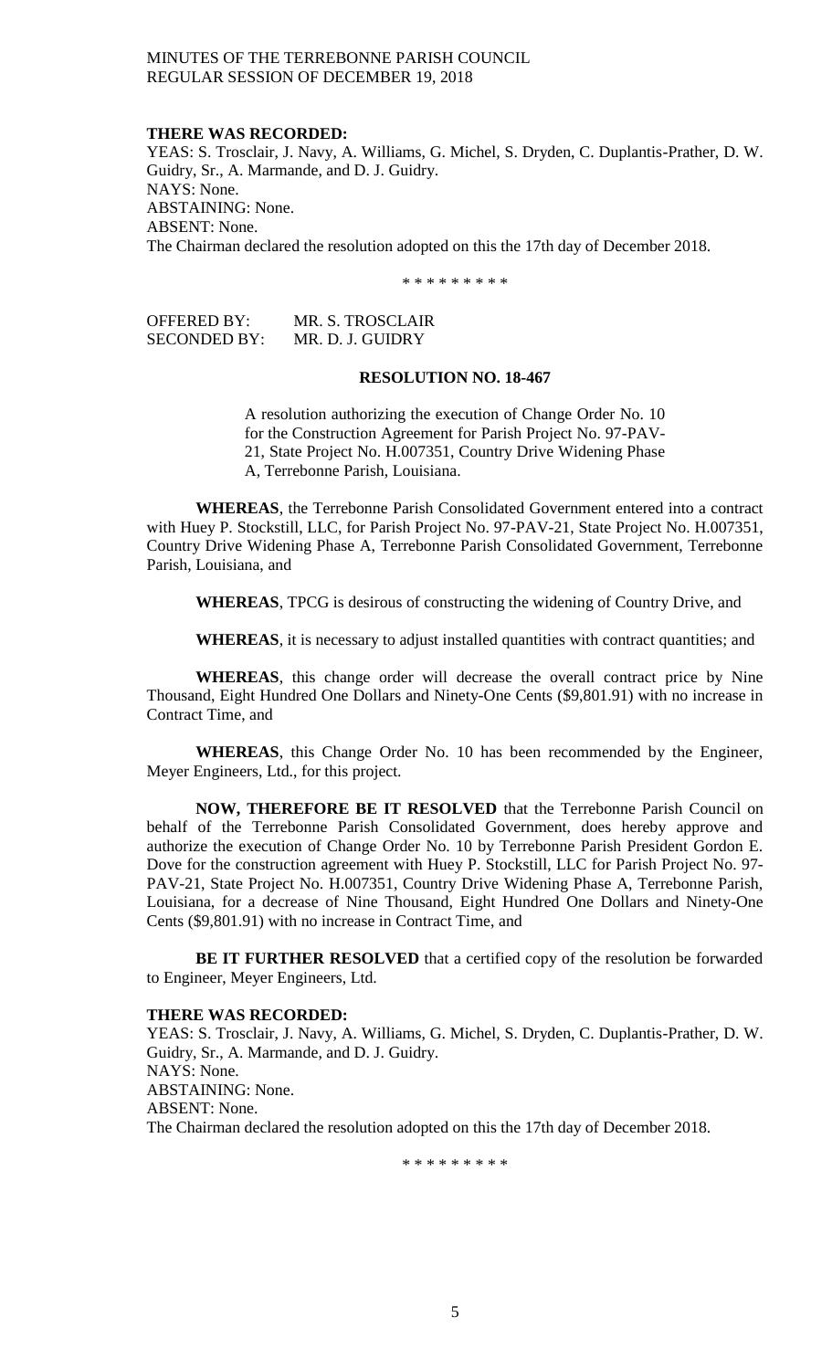**THERE WAS RECORDED:**
YEAS: S. Trosclair, J. Navy, A. Williams, G. Michel, S. Dryden, C. Duplantis-Prather, D. W. Guidry, Sr., A. Marmande, and D. J. Guidry.
NAYS: None.
ABSTAINING: None.
ABSENT: None.
The Chairman declared the resolution adopted on this the 17th day of December 2018.

\* \* \* \* \* \* \* \* \*

OFFERED BY: MR. S. TROSCLAIR
SECONDED BY: MR. D. J. GUIDRY

**RESOLUTION NO. 18-467**

A resolution authorizing the execution of Change Order No. 10 for the Construction Agreement for Parish Project No. 97-PAV-21, State Project No. H.007351, Country Drive Widening Phase A, Terrebonne Parish, Louisiana.

**WHEREAS**, the Terrebonne Parish Consolidated Government entered into a contract with Huey P. Stockstill, LLC, for Parish Project No. 97-PAV-21, State Project No. H.007351, Country Drive Widening Phase A, Terrebonne Parish Consolidated Government, Terrebonne Parish, Louisiana, and

**WHEREAS**, TPCG is desirous of constructing the widening of Country Drive, and

**WHEREAS**, it is necessary to adjust installed quantities with contract quantities; and

**WHEREAS**, this change order will decrease the overall contract price by Nine Thousand, Eight Hundred One Dollars and Ninety-One Cents ($9,801.91) with no increase in Contract Time, and

**WHEREAS**, this Change Order No. 10 has been recommended by the Engineer, Meyer Engineers, Ltd., for this project.

**NOW, THEREFORE BE IT RESOLVED** that the Terrebonne Parish Council on behalf of the Terrebonne Parish Consolidated Government, does hereby approve and authorize the execution of Change Order No. 10 by Terrebonne Parish President Gordon E. Dove for the construction agreement with Huey P. Stockstill, LLC for Parish Project No. 97-PAV-21, State Project No. H.007351, Country Drive Widening Phase A, Terrebonne Parish, Louisiana, for a decrease of Nine Thousand, Eight Hundred One Dollars and Ninety-One Cents ($9,801.91) with no increase in Contract Time, and

**BE IT FURTHER RESOLVED** that a certified copy of the resolution be forwarded to Engineer, Meyer Engineers, Ltd.

**THERE WAS RECORDED:**
YEAS: S. Trosclair, J. Navy, A. Williams, G. Michel, S. Dryden, C. Duplantis-Prather, D. W. Guidry, Sr., A. Marmande, and D. J. Guidry.
NAYS: None.
ABSTAINING: None.
ABSENT: None.
The Chairman declared the resolution adopted on this the 17th day of December 2018.

\* \* \* \* \* \* \* \* \*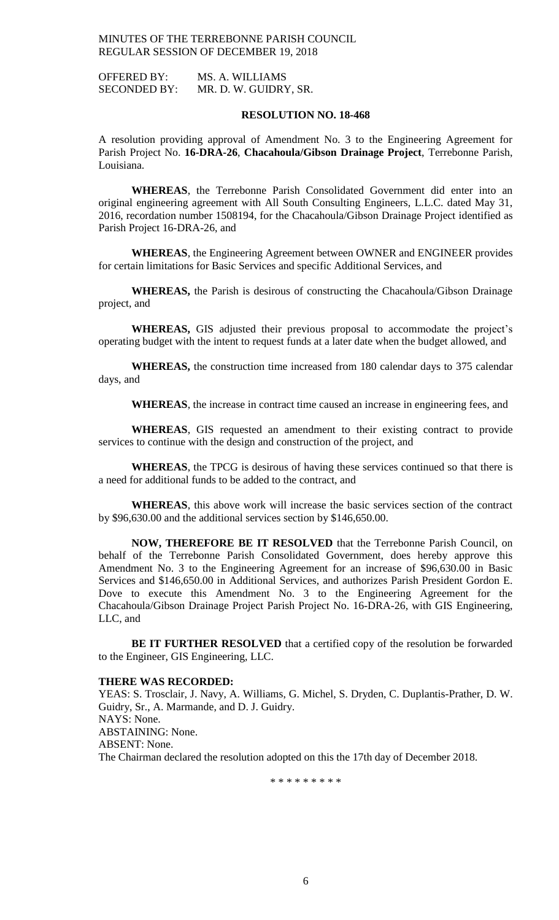OFFERED BY: MS. A. WILLIAMS
SECONDED BY: MR. D. W. GUIDRY, SR.

**RESOLUTION NO. 18-468**

A resolution providing approval of Amendment No. 3 to the Engineering Agreement for Parish Project No. **16-DRA-26**, **Chacahoula/Gibson Drainage Project**, Terrebonne Parish, Louisiana.

**WHEREAS**, the Terrebonne Parish Consolidated Government did enter into an original engineering agreement with All South Consulting Engineers, L.L.C. dated May 31, 2016, recordation number 1508194, for the Chacahoula/Gibson Drainage Project identified as Parish Project 16-DRA-26, and

**WHEREAS**, the Engineering Agreement between OWNER and ENGINEER provides for certain limitations for Basic Services and specific Additional Services, and

**WHEREAS,** the Parish is desirous of constructing the Chacahoula/Gibson Drainage project, and

**WHEREAS,** GIS adjusted their previous proposal to accommodate the project's operating budget with the intent to request funds at a later date when the budget allowed, and

**WHEREAS,** the construction time increased from 180 calendar days to 375 calendar days, and

**WHEREAS**, the increase in contract time caused an increase in engineering fees, and

**WHEREAS**, GIS requested an amendment to their existing contract to provide services to continue with the design and construction of the project, and

**WHEREAS**, the TPCG is desirous of having these services continued so that there is a need for additional funds to be added to the contract, and

**WHEREAS**, this above work will increase the basic services section of the contract by $96,630.00 and the additional services section by $146,650.00.

**NOW, THEREFORE BE IT RESOLVED** that the Terrebonne Parish Council, on behalf of the Terrebonne Parish Consolidated Government, does hereby approve this Amendment No. 3 to the Engineering Agreement for an increase of $96,630.00 in Basic Services and $146,650.00 in Additional Services, and authorizes Parish President Gordon E. Dove to execute this Amendment No. 3 to the Engineering Agreement for the Chacahoula/Gibson Drainage Project Parish Project No. 16-DRA-26, with GIS Engineering, LLC, and

**BE IT FURTHER RESOLVED** that a certified copy of the resolution be forwarded to the Engineer, GIS Engineering, LLC.

**THERE WAS RECORDED:**
YEAS: S. Trosclair, J. Navy, A. Williams, G. Michel, S. Dryden, C. Duplantis-Prather, D. W. Guidry, Sr., A. Marmande, and D. J. Guidry.
NAYS: None.
ABSTAINING: None.
ABSENT: None.
The Chairman declared the resolution adopted on this the 17th day of December 2018.

\* \* \* \* \* \* \* \* \*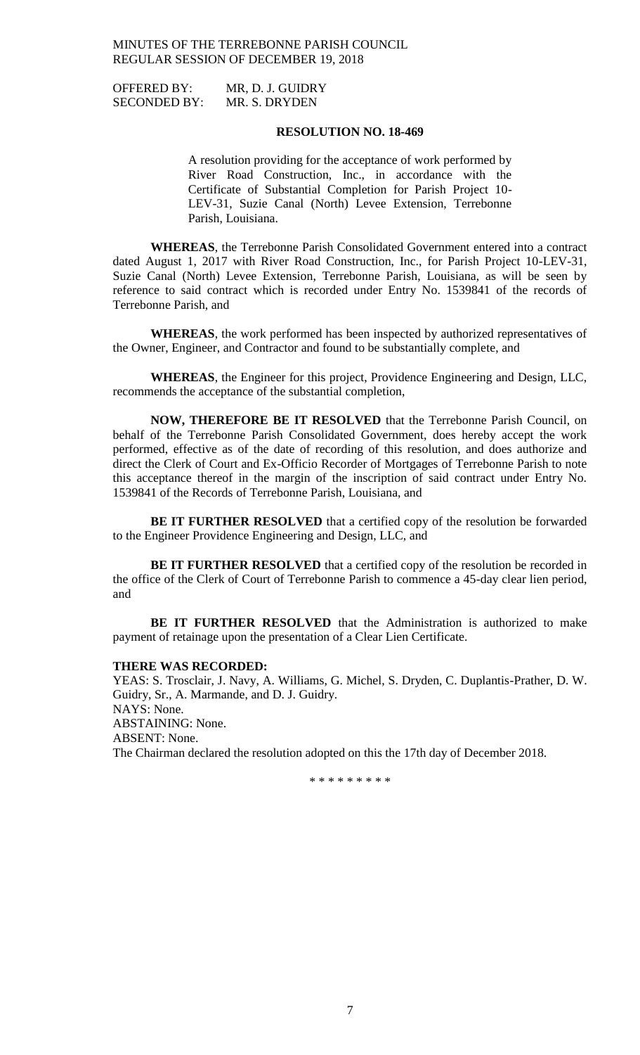OFFERED BY: MR, D. J. GUIDRY
SECONDED BY: MR. S. DRYDEN

**RESOLUTION NO. 18-469**

A resolution providing for the acceptance of work performed by River Road Construction, Inc., in accordance with the Certificate of Substantial Completion for Parish Project 10-LEV-31, Suzie Canal (North) Levee Extension, Terrebonne Parish, Louisiana.

**WHEREAS**, the Terrebonne Parish Consolidated Government entered into a contract dated August 1, 2017 with River Road Construction, Inc., for Parish Project 10-LEV-31, Suzie Canal (North) Levee Extension, Terrebonne Parish, Louisiana, as will be seen by reference to said contract which is recorded under Entry No. 1539841 of the records of Terrebonne Parish, and

**WHEREAS**, the work performed has been inspected by authorized representatives of the Owner, Engineer, and Contractor and found to be substantially complete, and

**WHEREAS**, the Engineer for this project, Providence Engineering and Design, LLC, recommends the acceptance of the substantial completion,

**NOW, THEREFORE BE IT RESOLVED** that the Terrebonne Parish Council, on behalf of the Terrebonne Parish Consolidated Government, does hereby accept the work performed, effective as of the date of recording of this resolution, and does authorize and direct the Clerk of Court and Ex-Officio Recorder of Mortgages of Terrebonne Parish to note this acceptance thereof in the margin of the inscription of said contract under Entry No. 1539841 of the Records of Terrebonne Parish, Louisiana, and

**BE IT FURTHER RESOLVED** that a certified copy of the resolution be forwarded to the Engineer Providence Engineering and Design, LLC, and

**BE IT FURTHER RESOLVED** that a certified copy of the resolution be recorded in the office of the Clerk of Court of Terrebonne Parish to commence a 45-day clear lien period, and

**BE IT FURTHER RESOLVED** that the Administration is authorized to make payment of retainage upon the presentation of a Clear Lien Certificate.

**THERE WAS RECORDED:**
YEAS: S. Trosclair, J. Navy, A. Williams, G. Michel, S. Dryden, C. Duplantis-Prather, D. W. Guidry, Sr., A. Marmande, and D. J. Guidry.
NAYS: None.
ABSTAINING: None.
ABSENT: None.
The Chairman declared the resolution adopted on this the 17th day of December 2018.

\* \* \* \* \* \* \* \* \*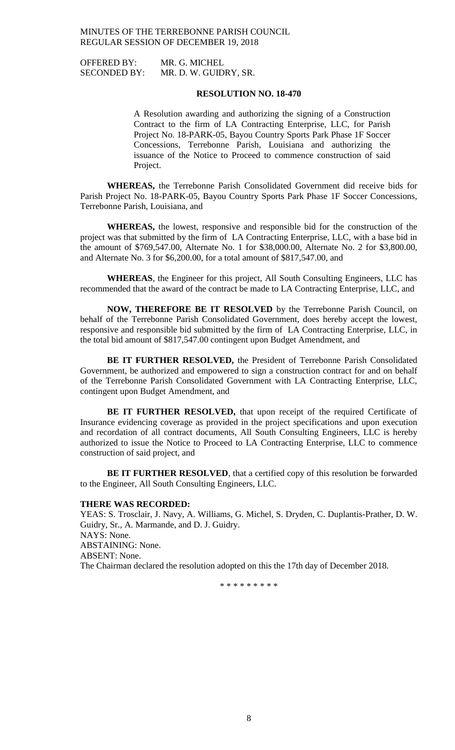OFFERED BY: MR. G. MICHEL
SECONDED BY: MR. D. W. GUIDRY, SR.

**RESOLUTION NO. 18-470**

A Resolution awarding and authorizing the signing of a Construction Contract to the firm of LA Contracting Enterprise, LLC, for Parish Project No. 18-PARK-05, Bayou Country Sports Park Phase 1F Soccer Concessions, Terrebonne Parish, Louisiana and authorizing the issuance of the Notice to Proceed to commence construction of said Project.

**WHEREAS,** the Terrebonne Parish Consolidated Government did receive bids for Parish Project No. 18-PARK-05, Bayou Country Sports Park Phase 1F Soccer Concessions, Terrebonne Parish, Louisiana, and

**WHEREAS,** the lowest, responsive and responsible bid for the construction of the project was that submitted by the firm of LA Contracting Enterprise, LLC, with a base bid in the amount of $769,547.00, Alternate No. 1 for $38,000.00, Alternate No. 2 for $3,800.00, and Alternate No. 3 for $6,200.00, for a total amount of $817,547.00, and

**WHEREAS**, the Engineer for this project, All South Consulting Engineers, LLC has recommended that the award of the contract be made to LA Contracting Enterprise, LLC, and

**NOW, THEREFORE BE IT RESOLVED** by the Terrebonne Parish Council, on behalf of the Terrebonne Parish Consolidated Government, does hereby accept the lowest, responsive and responsible bid submitted by the firm of LA Contracting Enterprise, LLC, in the total bid amount of $817,547.00 contingent upon Budget Amendment, and

**BE IT FURTHER RESOLVED,** the President of Terrebonne Parish Consolidated Government, be authorized and empowered to sign a construction contract for and on behalf of the Terrebonne Parish Consolidated Government with LA Contracting Enterprise, LLC, contingent upon Budget Amendment, and

**BE IT FURTHER RESOLVED,** that upon receipt of the required Certificate of Insurance evidencing coverage as provided in the project specifications and upon execution and recordation of all contract documents, All South Consulting Engineers, LLC is hereby authorized to issue the Notice to Proceed to LA Contracting Enterprise, LLC to commence construction of said project, and

**BE IT FURTHER RESOLVED**, that a certified copy of this resolution be forwarded to the Engineer, All South Consulting Engineers, LLC.

**THERE WAS RECORDED:**
YEAS: S. Trosclair, J. Navy, A. Williams, G. Michel, S. Dryden, C. Duplantis-Prather, D. W. Guidry, Sr., A. Marmande, and D. J. Guidry.
NAYS: None.
ABSTAINING: None.
ABSENT: None.
The Chairman declared the resolution adopted on this the 17th day of December 2018.

\* \* \* \* \* \* \* \* \*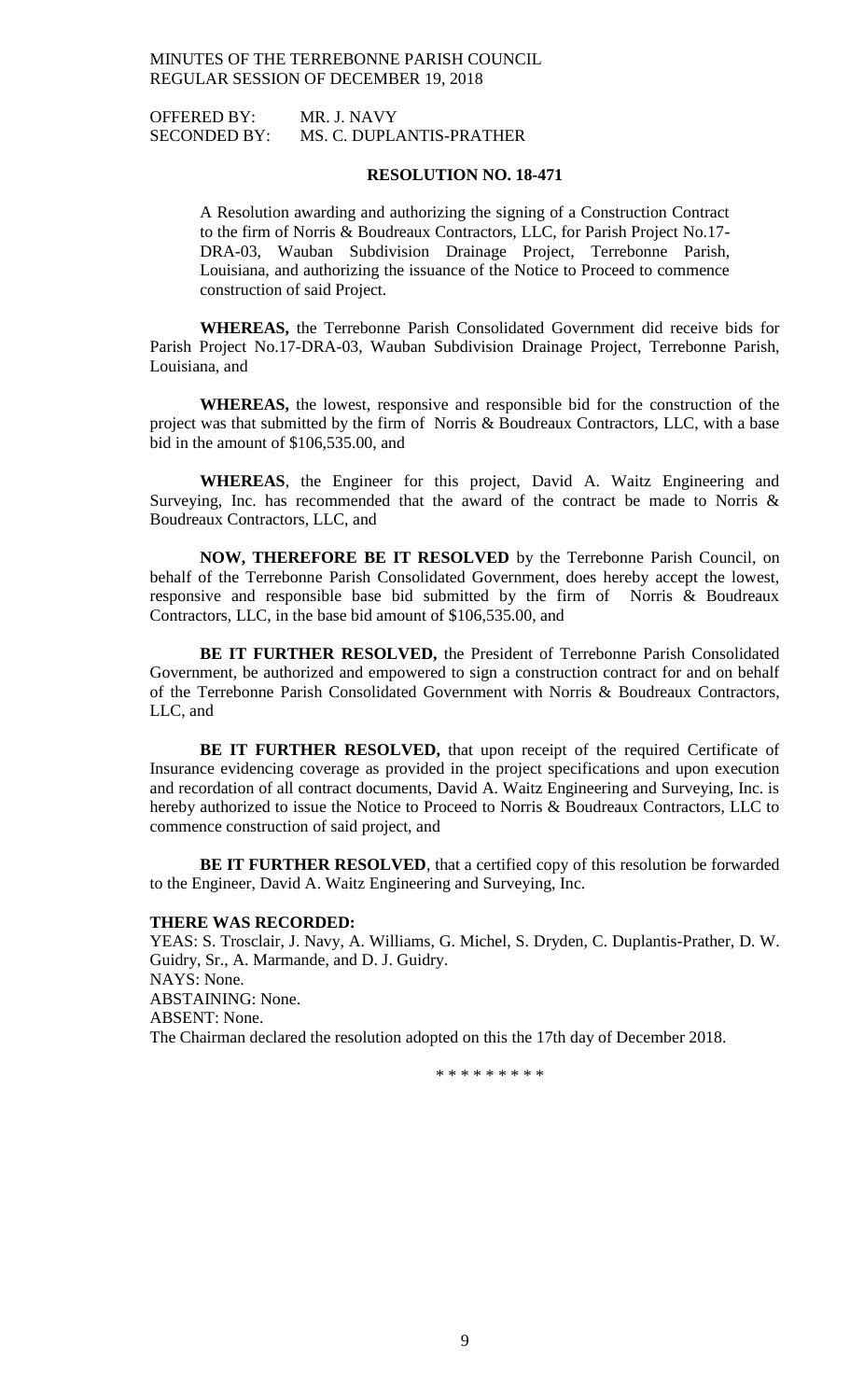OFFERED BY: MR. J. NAVY
SECONDED BY: MS. C. DUPLANTIS-PRATHER

**RESOLUTION NO. 18-471**

A Resolution awarding and authorizing the signing of a Construction Contract to the firm of Norris & Boudreaux Contractors, LLC, for Parish Project No.17-DRA-03, Wauban Subdivision Drainage Project, Terrebonne Parish, Louisiana, and authorizing the issuance of the Notice to Proceed to commence construction of said Project.

**WHEREAS,** the Terrebonne Parish Consolidated Government did receive bids for Parish Project No.17-DRA-03, Wauban Subdivision Drainage Project, Terrebonne Parish, Louisiana, and

**WHEREAS,** the lowest, responsive and responsible bid for the construction of the project was that submitted by the firm of Norris & Boudreaux Contractors, LLC, with a base bid in the amount of $106,535.00, and

**WHEREAS**, the Engineer for this project, David A. Waitz Engineering and Surveying, Inc. has recommended that the award of the contract be made to Norris & Boudreaux Contractors, LLC, and

**NOW, THEREFORE BE IT RESOLVED** by the Terrebonne Parish Council, on behalf of the Terrebonne Parish Consolidated Government, does hereby accept the lowest, responsive and responsible base bid submitted by the firm of Norris & Boudreaux Contractors, LLC, in the base bid amount of $106,535.00, and

**BE IT FURTHER RESOLVED,** the President of Terrebonne Parish Consolidated Government, be authorized and empowered to sign a construction contract for and on behalf of the Terrebonne Parish Consolidated Government with Norris & Boudreaux Contractors, LLC, and

**BE IT FURTHER RESOLVED,** that upon receipt of the required Certificate of Insurance evidencing coverage as provided in the project specifications and upon execution and recordation of all contract documents, David A. Waitz Engineering and Surveying, Inc. is hereby authorized to issue the Notice to Proceed to Norris & Boudreaux Contractors, LLC to commence construction of said project, and

**BE IT FURTHER RESOLVED**, that a certified copy of this resolution be forwarded to the Engineer, David A. Waitz Engineering and Surveying, Inc.

**THERE WAS RECORDED:**
YEAS: S. Trosclair, J. Navy, A. Williams, G. Michel, S. Dryden, C. Duplantis-Prather, D. W. Guidry, Sr., A. Marmande, and D. J. Guidry.
NAYS: None.
ABSTAINING: None.
ABSENT: None.
The Chairman declared the resolution adopted on this the 17th day of December 2018.

\* \* \* \* \* \* \* \* \*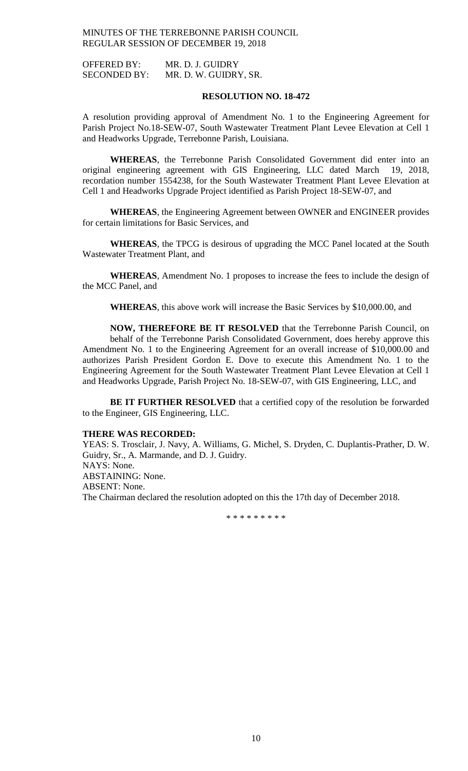OFFERED BY: MR. D. J. GUIDRY
SECONDED BY: MR. D. W. GUIDRY, SR.

**RESOLUTION NO. 18-472**

A resolution providing approval of Amendment No. 1 to the Engineering Agreement for Parish Project No.18-SEW-07, South Wastewater Treatment Plant Levee Elevation at Cell 1 and Headworks Upgrade, Terrebonne Parish, Louisiana.

**WHEREAS**, the Terrebonne Parish Consolidated Government did enter into an original engineering agreement with GIS Engineering, LLC dated March 19, 2018, recordation number 1554238, for the South Wastewater Treatment Plant Levee Elevation at Cell 1 and Headworks Upgrade Project identified as Parish Project 18-SEW-07, and

**WHEREAS**, the Engineering Agreement between OWNER and ENGINEER provides for certain limitations for Basic Services, and

**WHEREAS**, the TPCG is desirous of upgrading the MCC Panel located at the South Wastewater Treatment Plant, and

**WHEREAS**, Amendment No. 1 proposes to increase the fees to include the design of the MCC Panel, and

**WHEREAS**, this above work will increase the Basic Services by $10,000.00, and

**NOW, THEREFORE BE IT RESOLVED** that the Terrebonne Parish Council, on behalf of the Terrebonne Parish Consolidated Government, does hereby approve this Amendment No. 1 to the Engineering Agreement for an overall increase of $10,000.00 and authorizes Parish President Gordon E. Dove to execute this Amendment No. 1 to the Engineering Agreement for the South Wastewater Treatment Plant Levee Elevation at Cell 1 and Headworks Upgrade, Parish Project No. 18-SEW-07, with GIS Engineering, LLC, and

**BE IT FURTHER RESOLVED** that a certified copy of the resolution be forwarded to the Engineer, GIS Engineering, LLC.

**THERE WAS RECORDED:**
YEAS: S. Trosclair, J. Navy, A. Williams, G. Michel, S. Dryden, C. Duplantis-Prather, D. W. Guidry, Sr., A. Marmande, and D. J. Guidry.
NAYS: None.
ABSTAINING: None.
ABSENT: None.
The Chairman declared the resolution adopted on this the 17th day of December 2018.

\* \* \* \* \* \* \* \* \*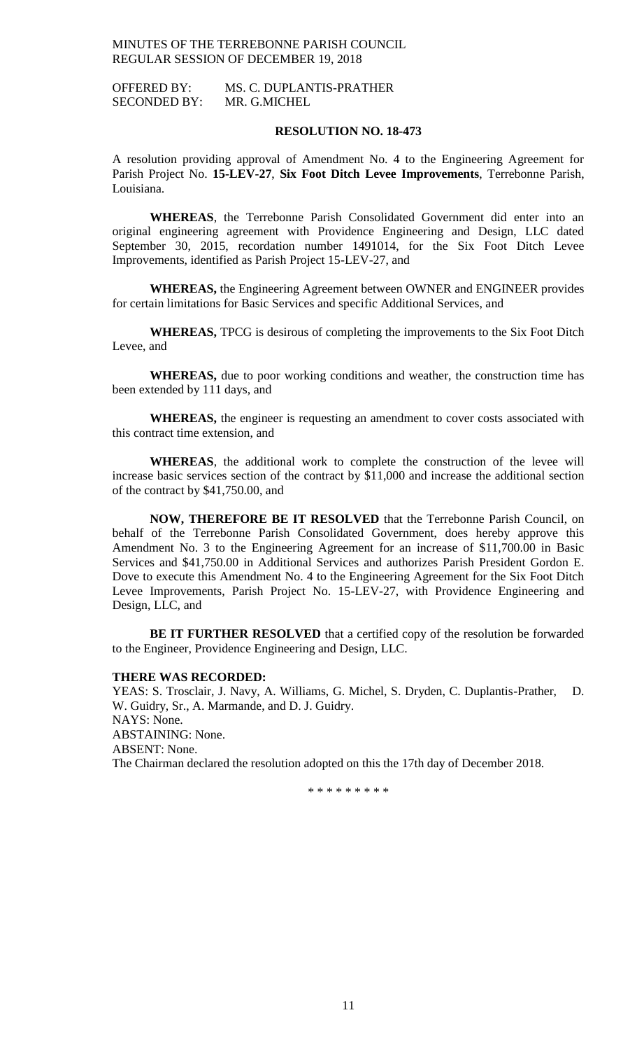OFFERED BY: MS. C. DUPLANTIS-PRATHER
SECONDED BY: MR. G.MICHEL

**RESOLUTION NO. 18-473**

A resolution providing approval of Amendment No. 4 to the Engineering Agreement for Parish Project No. **15-LEV-27**, **Six Foot Ditch Levee Improvements**, Terrebonne Parish, Louisiana.

**WHEREAS**, the Terrebonne Parish Consolidated Government did enter into an original engineering agreement with Providence Engineering and Design, LLC dated September 30, 2015, recordation number 1491014, for the Six Foot Ditch Levee Improvements, identified as Parish Project 15-LEV-27, and

**WHEREAS,** the Engineering Agreement between OWNER and ENGINEER provides for certain limitations for Basic Services and specific Additional Services, and

**WHEREAS,** TPCG is desirous of completing the improvements to the Six Foot Ditch Levee, and

**WHEREAS,** due to poor working conditions and weather, the construction time has been extended by 111 days, and

**WHEREAS,** the engineer is requesting an amendment to cover costs associated with this contract time extension, and

**WHEREAS**, the additional work to complete the construction of the levee will increase basic services section of the contract by $11,000 and increase the additional section of the contract by $41,750.00, and

**NOW, THEREFORE BE IT RESOLVED** that the Terrebonne Parish Council, on behalf of the Terrebonne Parish Consolidated Government, does hereby approve this Amendment No. 3 to the Engineering Agreement for an increase of $11,700.00 in Basic Services and $41,750.00 in Additional Services and authorizes Parish President Gordon E. Dove to execute this Amendment No. 4 to the Engineering Agreement for the Six Foot Ditch Levee Improvements, Parish Project No. 15-LEV-27, with Providence Engineering and Design, LLC, and

**BE IT FURTHER RESOLVED** that a certified copy of the resolution be forwarded to the Engineer, Providence Engineering and Design, LLC.

**THERE WAS RECORDED:**
YEAS: S. Trosclair, J. Navy, A. Williams, G. Michel, S. Dryden, C. Duplantis-Prather, D. W. Guidry, Sr., A. Marmande, and D. J. Guidry.
NAYS: None.
ABSTAINING: None.
ABSENT: None.
The Chairman declared the resolution adopted on this the 17th day of December 2018.

\* \* \* \* \* \* \* \* \*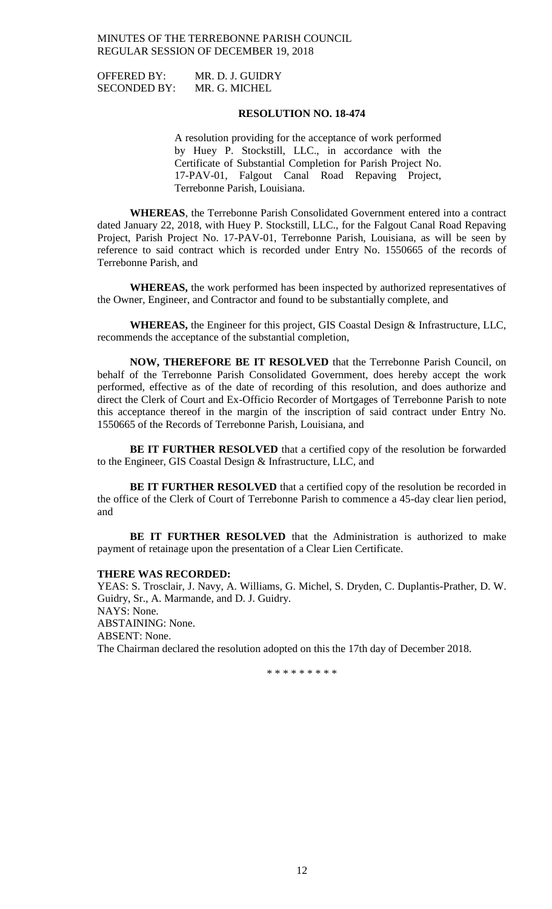OFFERED BY: MR. D. J. GUIDRY
SECONDED BY: MR. G. MICHEL

**RESOLUTION NO. 18-474**

A resolution providing for the acceptance of work performed by Huey P. Stockstill, LLC., in accordance with the Certificate of Substantial Completion for Parish Project No. 17-PAV-01, Falgout Canal Road Repaving Project, Terrebonne Parish, Louisiana.

**WHEREAS**, the Terrebonne Parish Consolidated Government entered into a contract dated January 22, 2018, with Huey P. Stockstill, LLC., for the Falgout Canal Road Repaving Project, Parish Project No. 17-PAV-01, Terrebonne Parish, Louisiana, as will be seen by reference to said contract which is recorded under Entry No. 1550665 of the records of Terrebonne Parish, and

**WHEREAS,** the work performed has been inspected by authorized representatives of the Owner, Engineer, and Contractor and found to be substantially complete, and

**WHEREAS,** the Engineer for this project, GIS Coastal Design & Infrastructure, LLC, recommends the acceptance of the substantial completion,

**NOW, THEREFORE BE IT RESOLVED** that the Terrebonne Parish Council, on behalf of the Terrebonne Parish Consolidated Government, does hereby accept the work performed, effective as of the date of recording of this resolution, and does authorize and direct the Clerk of Court and Ex-Officio Recorder of Mortgages of Terrebonne Parish to note this acceptance thereof in the margin of the inscription of said contract under Entry No. 1550665 of the Records of Terrebonne Parish, Louisiana, and

**BE IT FURTHER RESOLVED** that a certified copy of the resolution be forwarded to the Engineer, GIS Coastal Design & Infrastructure, LLC, and

**BE IT FURTHER RESOLVED** that a certified copy of the resolution be recorded in the office of the Clerk of Court of Terrebonne Parish to commence a 45-day clear lien period, and

**BE IT FURTHER RESOLVED** that the Administration is authorized to make payment of retainage upon the presentation of a Clear Lien Certificate.

**THERE WAS RECORDED:**

YEAS: S. Trosclair, J. Navy, A. Williams, G. Michel, S. Dryden, C. Duplantis-Prather, D. W. Guidry, Sr., A. Marmande, and D. J. Guidry.
NAYS: None.
ABSTAINING: None.
ABSENT: None.
The Chairman declared the resolution adopted on this the 17th day of December 2018.

\* \* \* \* \* \* \* \* \*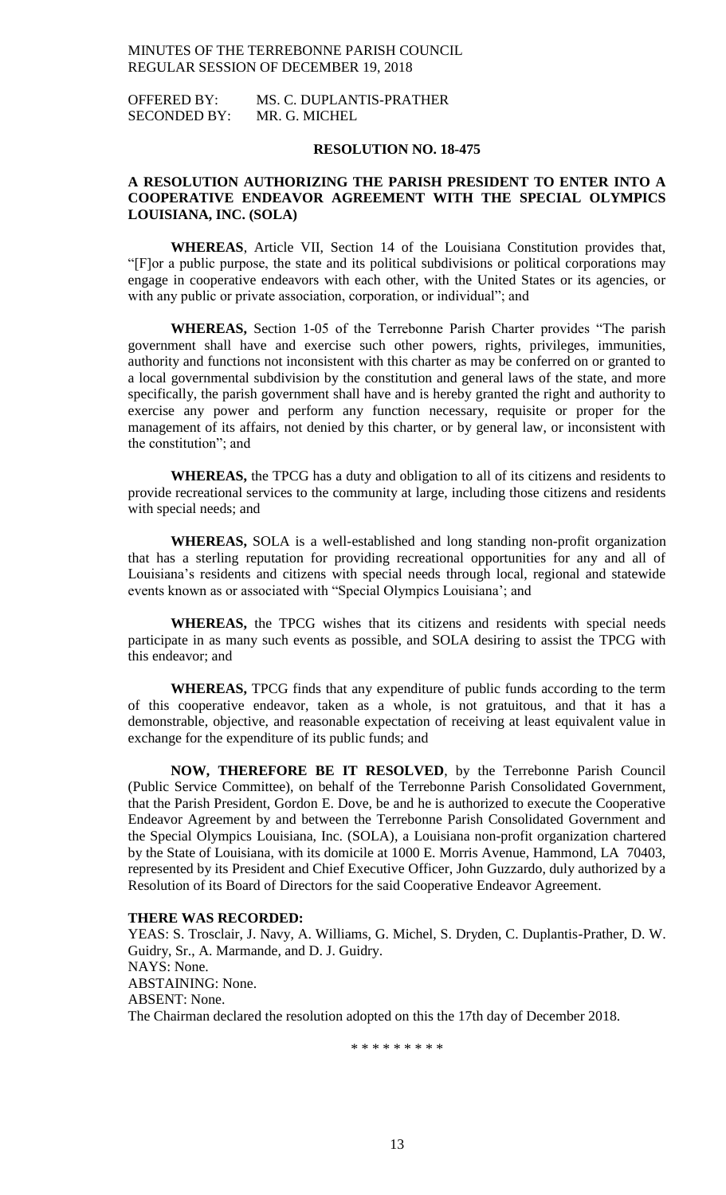OFFERED BY: MS. C. DUPLANTIS-PRATHER
SECONDED BY: MR. G. MICHEL

**RESOLUTION NO. 18-475**

**A RESOLUTION AUTHORIZING THE PARISH PRESIDENT TO ENTER INTO A COOPERATIVE ENDEAVOR AGREEMENT WITH THE SPECIAL OLYMPICS LOUISIANA, INC. (SOLA)**

**WHEREAS**, Article VII, Section 14 of the Louisiana Constitution provides that, "[F]or a public purpose, the state and its political subdivisions or political corporations may engage in cooperative endeavors with each other, with the United States or its agencies, or with any public or private association, corporation, or individual"; and

**WHEREAS,** Section 1-05 of the Terrebonne Parish Charter provides "The parish government shall have and exercise such other powers, rights, privileges, immunities, authority and functions not inconsistent with this charter as may be conferred on or granted to a local governmental subdivision by the constitution and general laws of the state, and more specifically, the parish government shall have and is hereby granted the right and authority to exercise any power and perform any function necessary, requisite or proper for the management of its affairs, not denied by this charter, or by general law, or inconsistent with the constitution"; and

**WHEREAS,** the TPCG has a duty and obligation to all of its citizens and residents to provide recreational services to the community at large, including those citizens and residents with special needs; and

**WHEREAS,** SOLA is a well-established and long standing non-profit organization that has a sterling reputation for providing recreational opportunities for any and all of Louisiana's residents and citizens with special needs through local, regional and statewide events known as or associated with "Special Olympics Louisiana'; and

**WHEREAS,** the TPCG wishes that its citizens and residents with special needs participate in as many such events as possible, and SOLA desiring to assist the TPCG with this endeavor; and

**WHEREAS,** TPCG finds that any expenditure of public funds according to the term of this cooperative endeavor, taken as a whole, is not gratuitous, and that it has a demonstrable, objective, and reasonable expectation of receiving at least equivalent value in exchange for the expenditure of its public funds; and

**NOW, THEREFORE BE IT RESOLVED**, by the Terrebonne Parish Council (Public Service Committee), on behalf of the Terrebonne Parish Consolidated Government, that the Parish President, Gordon E. Dove, be and he is authorized to execute the Cooperative Endeavor Agreement by and between the Terrebonne Parish Consolidated Government and the Special Olympics Louisiana, Inc. (SOLA), a Louisiana non-profit organization chartered by the State of Louisiana, with its domicile at 1000 E. Morris Avenue, Hammond, LA 70403, represented by its President and Chief Executive Officer, John Guzzardo, duly authorized by a Resolution of its Board of Directors for the said Cooperative Endeavor Agreement.

**THERE WAS RECORDED:**
YEAS: S. Trosclair, J. Navy, A. Williams, G. Michel, S. Dryden, C. Duplantis-Prather, D. W. Guidry, Sr., A. Marmande, and D. J. Guidry.
NAYS: None.
ABSTAINING: None.
ABSENT: None.
The Chairman declared the resolution adopted on this the 17th day of December 2018.

\* \* \* \* \* \* \* \* \*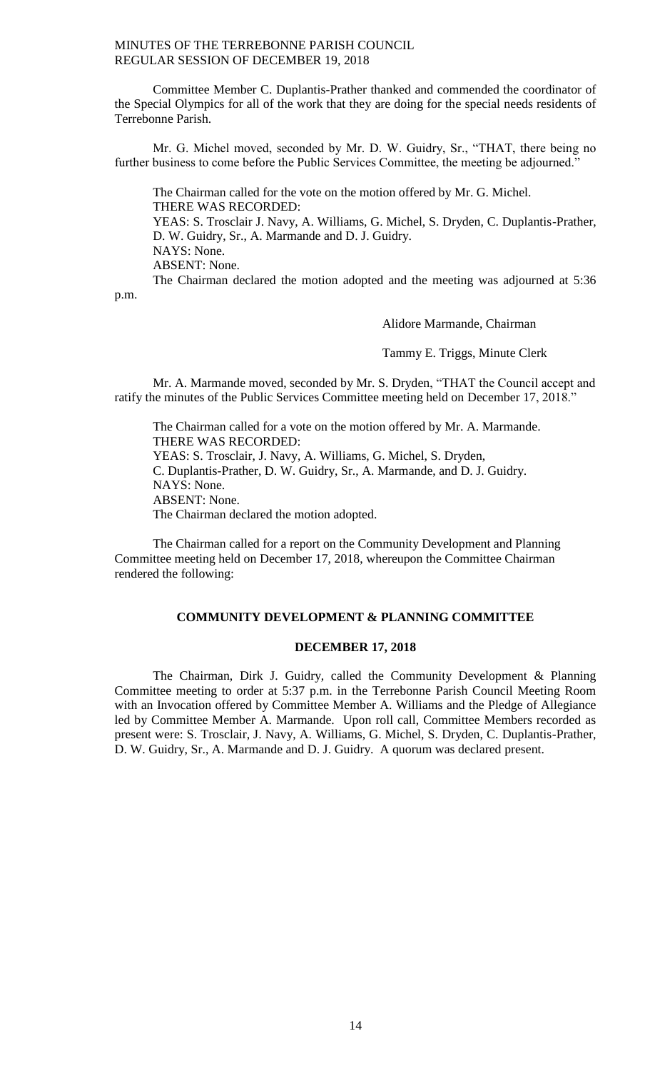Committee Member C. Duplantis-Prather thanked and commended the coordinator of the Special Olympics for all of the work that they are doing for the special needs residents of Terrebonne Parish.

Mr. G. Michel moved, seconded by Mr. D. W. Guidry, Sr., "THAT, there being no further business to come before the Public Services Committee, the meeting be adjourned."

The Chairman called for the vote on the motion offered by Mr. G. Michel.
THERE WAS RECORDED:
YEAS: S. Trosclair J. Navy, A. Williams, G. Michel, S. Dryden, C. Duplantis-Prather, D. W. Guidry, Sr., A. Marmande and D. J. Guidry.
NAYS: None.
ABSENT: None.
The Chairman declared the motion adopted and the meeting was adjourned at 5:36 p.m.

Alidore Marmande, Chairman

Tammy E. Triggs, Minute Clerk

Mr. A. Marmande moved, seconded by Mr. S. Dryden, "THAT the Council accept and ratify the minutes of the Public Services Committee meeting held on December 17, 2018."

The Chairman called for a vote on the motion offered by Mr. A. Marmande.
THERE WAS RECORDED:
YEAS: S. Trosclair, J. Navy, A. Williams, G. Michel, S. Dryden, C. Duplantis-Prather, D. W. Guidry, Sr., A. Marmande, and D. J. Guidry.
NAYS: None.
ABSENT: None.
The Chairman declared the motion adopted.

The Chairman called for a report on the Community Development and Planning Committee meeting held on December 17, 2018, whereupon the Committee Chairman rendered the following:

## COMMUNITY DEVELOPMENT & PLANNING COMMITTEE

## DECEMBER 17, 2018

The Chairman, Dirk J. Guidry, called the Community Development & Planning Committee meeting to order at 5:37 p.m. in the Terrebonne Parish Council Meeting Room with an Invocation offered by Committee Member A. Williams and the Pledge of Allegiance led by Committee Member A. Marmande. Upon roll call, Committee Members recorded as present were: S. Trosclair, J. Navy, A. Williams, G. Michel, S. Dryden, C. Duplantis-Prather, D. W. Guidry, Sr., A. Marmande and D. J. Guidry. A quorum was declared present.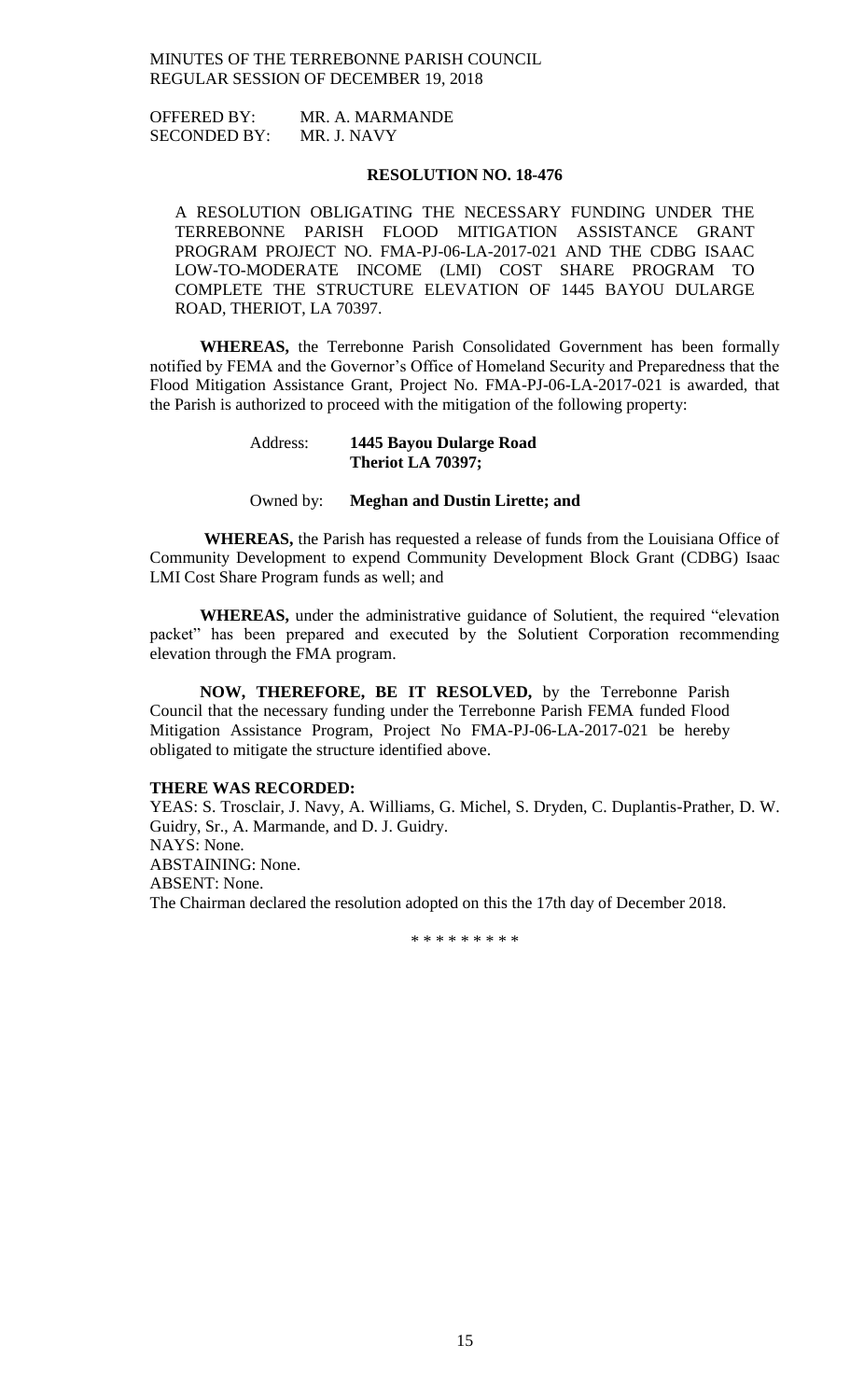OFFERED BY: MR. A. MARMANDE
SECONDED BY: MR. J. NAVY

**RESOLUTION NO. 18-476**

A RESOLUTION OBLIGATING THE NECESSARY FUNDING UNDER THE TERREBONNE PARISH FLOOD MITIGATION ASSISTANCE GRANT PROGRAM PROJECT NO. FMA-PJ-06-LA-2017-021 AND THE CDBG ISAAC LOW-TO-MODERATE INCOME (LMI) COST SHARE PROGRAM TO COMPLETE THE STRUCTURE ELEVATION OF 1445 BAYOU DULARGE ROAD, THERIOT, LA 70397.

**WHEREAS,** the Terrebonne Parish Consolidated Government has been formally notified by FEMA and the Governor's Office of Homeland Security and Preparedness that the Flood Mitigation Assistance Grant, Project No. FMA-PJ-06-LA-2017-021 is awarded, that the Parish is authorized to proceed with the mitigation of the following property:

Address: **1445 Bayou Dularge Road**
**Theriot LA 70397;**

Owned by: **Meghan and Dustin Lirette; and**

**WHEREAS,** the Parish has requested a release of funds from the Louisiana Office of Community Development to expend Community Development Block Grant (CDBG) Isaac LMI Cost Share Program funds as well; and

**WHEREAS,** under the administrative guidance of Solutient, the required "elevation packet" has been prepared and executed by the Solutient Corporation recommending elevation through the FMA program.

**NOW, THEREFORE, BE IT RESOLVED,** by the Terrebonne Parish Council that the necessary funding under the Terrebonne Parish FEMA funded Flood Mitigation Assistance Program, Project No FMA-PJ-06-LA-2017-021 be hereby obligated to mitigate the structure identified above.

**THERE WAS RECORDED:**
YEAS: S. Trosclair, J. Navy, A. Williams, G. Michel, S. Dryden, C. Duplantis-Prather, D. W. Guidry, Sr., A. Marmande, and D. J. Guidry.
NAYS: None.
ABSTAINING: None.
ABSENT: None.
The Chairman declared the resolution adopted on this the 17th day of December 2018.

\* \* \* \* \* \* \* \* \*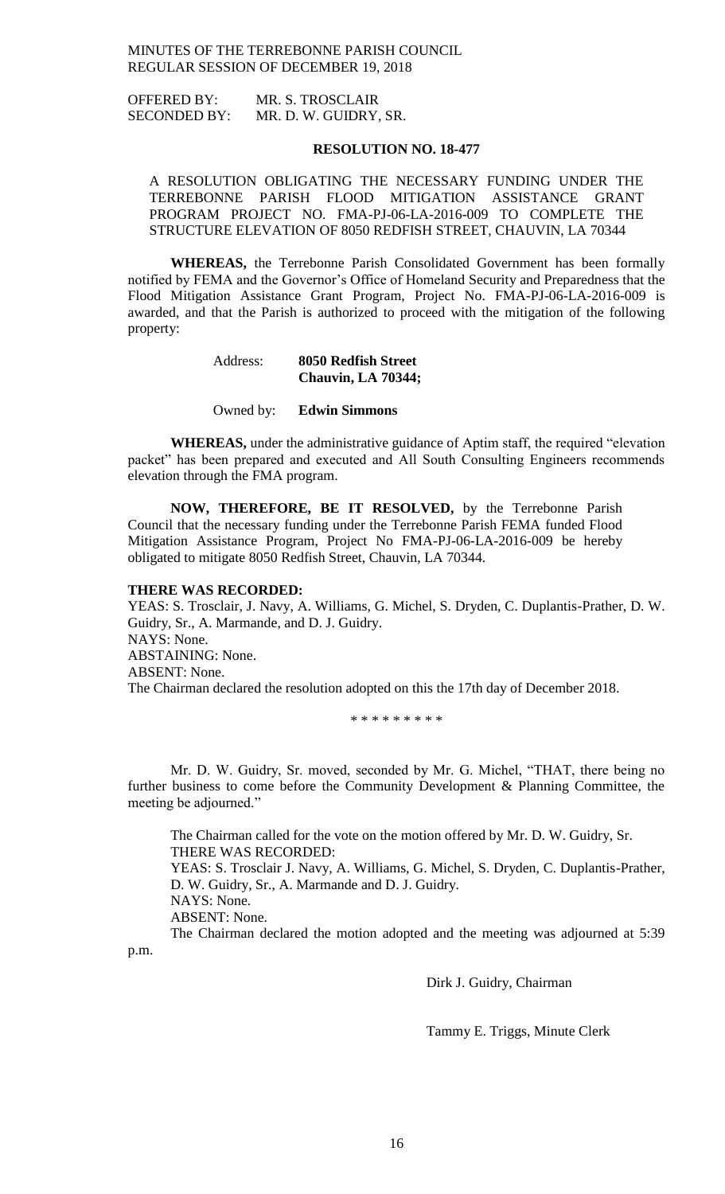OFFERED BY: MR. S. TROSCLAIR
SECONDED BY: MR. D. W. GUIDRY, SR.

**RESOLUTION NO. 18-477**

A RESOLUTION OBLIGATING THE NECESSARY FUNDING UNDER THE TERREBONNE PARISH FLOOD MITIGATION ASSISTANCE GRANT PROGRAM PROJECT NO. FMA-PJ-06-LA-2016-009 TO COMPLETE THE STRUCTURE ELEVATION OF 8050 REDFISH STREET, CHAUVIN, LA 70344

**WHEREAS,** the Terrebonne Parish Consolidated Government has been formally notified by FEMA and the Governor's Office of Homeland Security and Preparedness that the Flood Mitigation Assistance Grant Program, Project No. FMA-PJ-06-LA-2016-009 is awarded, and that the Parish is authorized to proceed with the mitigation of the following property:

Address: **8050 Redfish Street**
**Chauvin, LA 70344;**

Owned by: **Edwin Simmons**

**WHEREAS,** under the administrative guidance of Aptim staff, the required "elevation packet" has been prepared and executed and All South Consulting Engineers recommends elevation through the FMA program.

**NOW, THEREFORE, BE IT RESOLVED,** by the Terrebonne Parish Council that the necessary funding under the Terrebonne Parish FEMA funded Flood Mitigation Assistance Program, Project No FMA-PJ-06-LA-2016-009 be hereby obligated to mitigate 8050 Redfish Street, Chauvin, LA 70344.

**THERE WAS RECORDED:**

YEAS: S. Trosclair, J. Navy, A. Williams, G. Michel, S. Dryden, C. Duplantis-Prather, D. W. Guidry, Sr., A. Marmande, and D. J. Guidry.
NAYS: None.
ABSTAINING: None.
ABSENT: None.
The Chairman declared the resolution adopted on this the 17th day of December 2018.

\* \* \* \* \* \* \* \* \*

Mr. D. W. Guidry, Sr. moved, seconded by Mr. G. Michel, "THAT, there being no further business to come before the Community Development & Planning Committee, the meeting be adjourned."

The Chairman called for the vote on the motion offered by Mr. D. W. Guidry, Sr.
THERE WAS RECORDED:
YEAS: S. Trosclair J. Navy, A. Williams, G. Michel, S. Dryden, C. Duplantis-Prather, D. W. Guidry, Sr., A. Marmande and D. J. Guidry.
NAYS: None.
ABSENT: None.

The Chairman declared the motion adopted and the meeting was adjourned at 5:39 p.m.

Dirk J. Guidry, Chairman

Tammy E. Triggs, Minute Clerk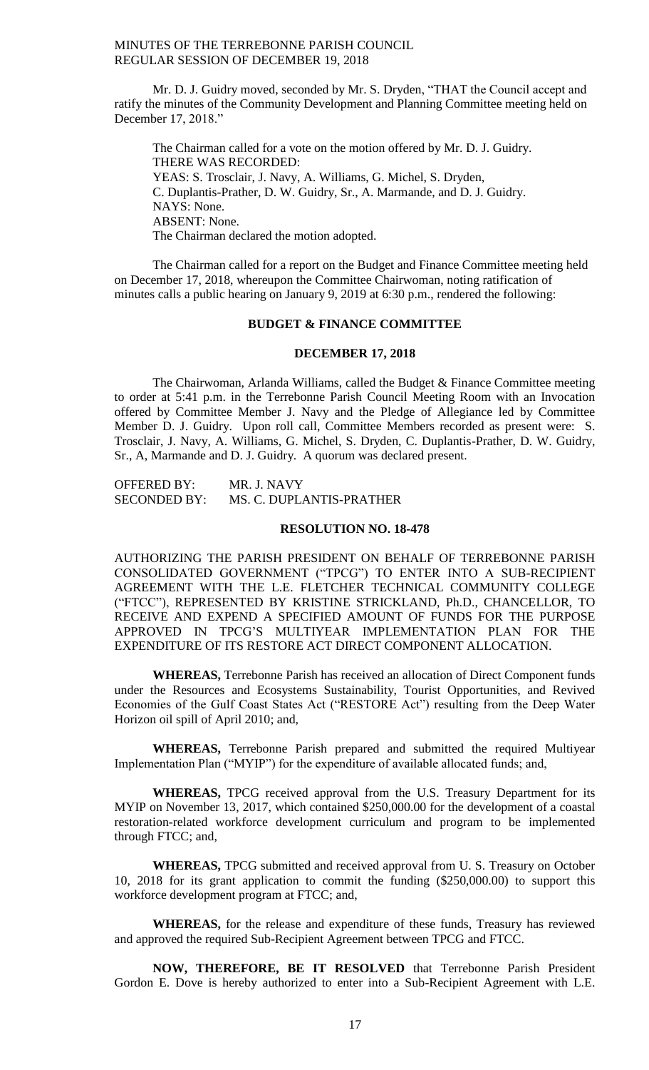Mr. D. J. Guidry moved, seconded by Mr. S. Dryden, "THAT the Council accept and ratify the minutes of the Community Development and Planning Committee meeting held on December 17, 2018."

The Chairman called for a vote on the motion offered by Mr. D. J. Guidry.
THERE WAS RECORDED:
YEAS: S. Trosclair, J. Navy, A. Williams, G. Michel, S. Dryden, C. Duplantis-Prather, D. W. Guidry, Sr., A. Marmande, and D. J. Guidry.
NAYS: None.
ABSENT: None.
The Chairman declared the motion adopted.

The Chairman called for a report on the Budget and Finance Committee meeting held on December 17, 2018, whereupon the Committee Chairwoman, noting ratification of minutes calls a public hearing on January 9, 2019 at 6:30 p.m., rendered the following:

**BUDGET & FINANCE COMMITTEE**

**DECEMBER 17, 2018**

The Chairwoman, Arlanda Williams, called the Budget & Finance Committee meeting to order at 5:41 p.m. in the Terrebonne Parish Council Meeting Room with an Invocation offered by Committee Member J. Navy and the Pledge of Allegiance led by Committee Member D. J. Guidry. Upon roll call, Committee Members recorded as present were: S. Trosclair, J. Navy, A. Williams, G. Michel, S. Dryden, C. Duplantis-Prather, D. W. Guidry, Sr., A, Marmande and D. J. Guidry. A quorum was declared present.

OFFERED BY: MR. J. NAVY
SECONDED BY: MS. C. DUPLANTIS-PRATHER

**RESOLUTION NO. 18-478**

AUTHORIZING THE PARISH PRESIDENT ON BEHALF OF TERREBONNE PARISH CONSOLIDATED GOVERNMENT ("TPCG") TO ENTER INTO A SUB-RECIPIENT AGREEMENT WITH THE L.E. FLETCHER TECHNICAL COMMUNITY COLLEGE ("FTCC"), REPRESENTED BY KRISTINE STRICKLAND, Ph.D., CHANCELLOR, TO RECEIVE AND EXPEND A SPECIFIED AMOUNT OF FUNDS FOR THE PURPOSE APPROVED IN TPCG'S MULTIYEAR IMPLEMENTATION PLAN FOR THE EXPENDITURE OF ITS RESTORE ACT DIRECT COMPONENT ALLOCATION.

**WHEREAS,** Terrebonne Parish has received an allocation of Direct Component funds under the Resources and Ecosystems Sustainability, Tourist Opportunities, and Revived Economies of the Gulf Coast States Act ("RESTORE Act") resulting from the Deep Water Horizon oil spill of April 2010; and,

**WHEREAS,** Terrebonne Parish prepared and submitted the required Multiyear Implementation Plan ("MYIP") for the expenditure of available allocated funds; and,

**WHEREAS,** TPCG received approval from the U.S. Treasury Department for its MYIP on November 13, 2017, which contained $250,000.00 for the development of a coastal restoration-related workforce development curriculum and program to be implemented through FTCC; and,

**WHEREAS,** TPCG submitted and received approval from U. S. Treasury on October 10, 2018 for its grant application to commit the funding ($250,000.00) to support this workforce development program at FTCC; and,

**WHEREAS,** for the release and expenditure of these funds, Treasury has reviewed and approved the required Sub-Recipient Agreement between TPCG and FTCC.

**NOW, THEREFORE, BE IT RESOLVED** that Terrebonne Parish President Gordon E. Dove is hereby authorized to enter into a Sub-Recipient Agreement with L.E.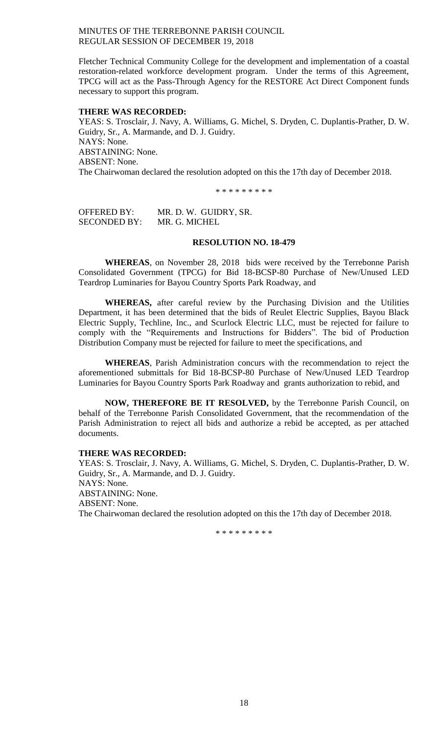Fletcher Technical Community College for the development and implementation of a coastal restoration-related workforce development program. Under the terms of this Agreement, TPCG will act as the Pass-Through Agency for the RESTORE Act Direct Component funds necessary to support this program.

**THERE WAS RECORDED:**

YEAS: S. Trosclair, J. Navy, A. Williams, G. Michel, S. Dryden, C. Duplantis-Prather, D. W. Guidry, Sr., A. Marmande, and D. J. Guidry.
NAYS: None.
ABSTAINING: None.
ABSENT: None.
The Chairwoman declared the resolution adopted on this the 17th day of December 2018.

\* \* \* \* \* \* \* \* \*

OFFERED BY: MR. D. W. GUIDRY, SR.
SECONDED BY: MR. G. MICHEL

**RESOLUTION NO. 18-479**

**WHEREAS**, on November 28, 2018 bids were received by the Terrebonne Parish Consolidated Government (TPCG) for Bid 18-BCSP-80 Purchase of New/Unused LED Teardrop Luminaries for Bayou Country Sports Park Roadway, and

**WHEREAS,** after careful review by the Purchasing Division and the Utilities Department, it has been determined that the bids of Reulet Electric Supplies, Bayou Black Electric Supply, Techline, Inc., and Scurlock Electric LLC, must be rejected for failure to comply with the "Requirements and Instructions for Bidders". The bid of Production Distribution Company must be rejected for failure to meet the specifications, and

**WHEREAS**, Parish Administration concurs with the recommendation to reject the aforementioned submittals for Bid 18-BCSP-80 Purchase of New/Unused LED Teardrop Luminaries for Bayou Country Sports Park Roadway and grants authorization to rebid, and

**NOW, THEREFORE BE IT RESOLVED,** by the Terrebonne Parish Council, on behalf of the Terrebonne Parish Consolidated Government, that the recommendation of the Parish Administration to reject all bids and authorize a rebid be accepted, as per attached documents.

**THERE WAS RECORDED:**

YEAS: S. Trosclair, J. Navy, A. Williams, G. Michel, S. Dryden, C. Duplantis-Prather, D. W. Guidry, Sr., A. Marmande, and D. J. Guidry.
NAYS: None.
ABSTAINING: None.
ABSENT: None.
The Chairwoman declared the resolution adopted on this the 17th day of December 2018.

\* \* \* \* \* \* \* \* \*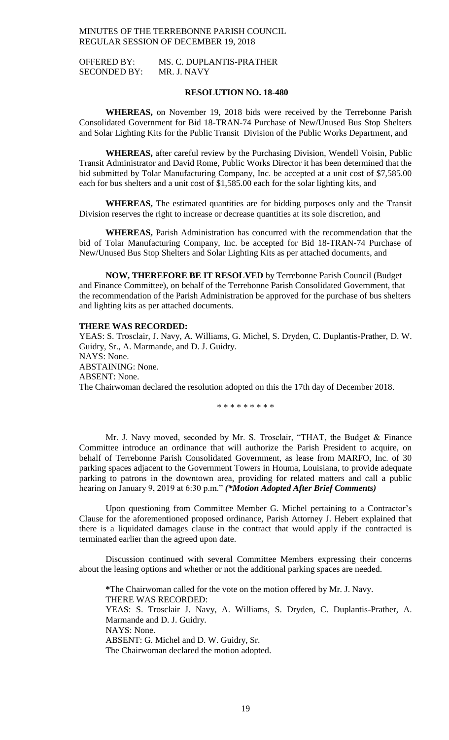OFFERED BY: MS. C. DUPLANTIS-PRATHER
SECONDED BY: MR. J. NAVY

**RESOLUTION NO. 18-480**

**WHEREAS,** on November 19, 2018 bids were received by the Terrebonne Parish Consolidated Government for Bid 18-TRAN-74 Purchase of New/Unused Bus Stop Shelters and Solar Lighting Kits for the Public Transit Division of the Public Works Department, and

**WHEREAS,** after careful review by the Purchasing Division, Wendell Voisin, Public Transit Administrator and David Rome, Public Works Director it has been determined that the bid submitted by Tolar Manufacturing Company, Inc. be accepted at a unit cost of $7,585.00 each for bus shelters and a unit cost of $1,585.00 each for the solar lighting kits, and

**WHEREAS,** The estimated quantities are for bidding purposes only and the Transit Division reserves the right to increase or decrease quantities at its sole discretion, and

**WHEREAS,** Parish Administration has concurred with the recommendation that the bid of Tolar Manufacturing Company, Inc. be accepted for Bid 18-TRAN-74 Purchase of New/Unused Bus Stop Shelters and Solar Lighting Kits as per attached documents, and

**NOW, THEREFORE BE IT RESOLVED** by Terrebonne Parish Council (Budget and Finance Committee), on behalf of the Terrebonne Parish Consolidated Government, that the recommendation of the Parish Administration be approved for the purchase of bus shelters and lighting kits as per attached documents.

**THERE WAS RECORDED:**
YEAS: S. Trosclair, J. Navy, A. Williams, G. Michel, S. Dryden, C. Duplantis-Prather, D. W. Guidry, Sr., A. Marmande, and D. J. Guidry.
NAYS: None.
ABSTAINING: None.
ABSENT: None.
The Chairwoman declared the resolution adopted on this the 17th day of December 2018.

\* \* \* \* \* \* \* \* \*

Mr. J. Navy moved, seconded by Mr. S. Trosclair, "THAT, the Budget & Finance Committee introduce an ordinance that will authorize the Parish President to acquire, on behalf of Terrebonne Parish Consolidated Government, as lease from MARFO, Inc. of 30 parking spaces adjacent to the Government Towers in Houma, Louisiana, to provide adequate parking to patrons in the downtown area, providing for related matters and call a public hearing on January 9, 2019 at 6:30 p.m." ***(\*Motion Adopted After Brief Comments)***

Upon questioning from Committee Member G. Michel pertaining to a Contractor's Clause for the aforementioned proposed ordinance, Parish Attorney J. Hebert explained that there is a liquidated damages clause in the contract that would apply if the contracted is terminated earlier than the agreed upon date.

Discussion continued with several Committee Members expressing their concerns about the leasing options and whether or not the additional parking spaces are needed.

**\***The Chairwoman called for the vote on the motion offered by Mr. J. Navy.
THERE WAS RECORDED:
YEAS: S. Trosclair J. Navy, A. Williams, S. Dryden, C. Duplantis-Prather, A. Marmande and D. J. Guidry.
NAYS: None.
ABSENT: G. Michel and D. W. Guidry, Sr.
The Chairwoman declared the motion adopted.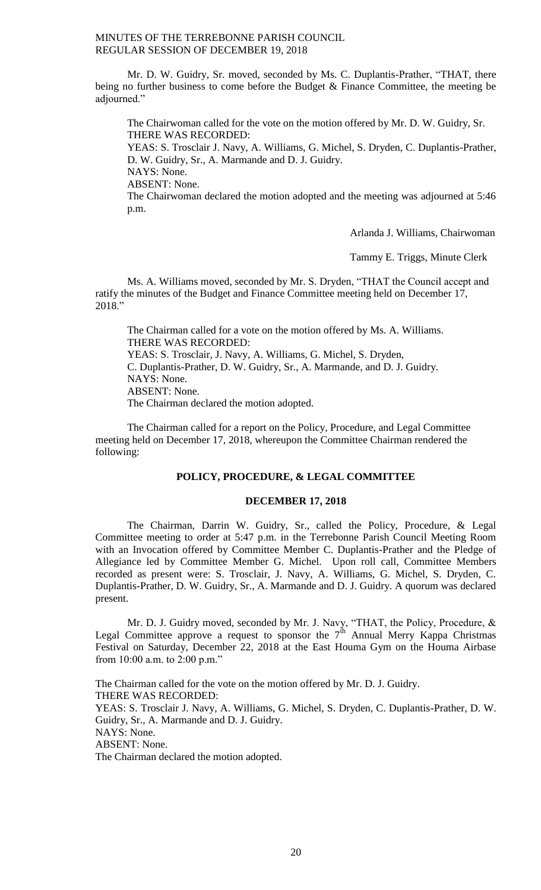Mr. D. W. Guidry, Sr. moved, seconded by Ms. C. Duplantis-Prather, "THAT, there being no further business to come before the Budget & Finance Committee, the meeting be adjourned."

The Chairwoman called for the vote on the motion offered by Mr. D. W. Guidry, Sr.
THERE WAS RECORDED:
YEAS: S. Trosclair J. Navy, A. Williams, G. Michel, S. Dryden, C. Duplantis-Prather, D. W. Guidry, Sr., A. Marmande and D. J. Guidry.
NAYS: None.
ABSENT: None.
The Chairwoman declared the motion adopted and the meeting was adjourned at 5:46 p.m.

Arlanda J. Williams, Chairwoman

Tammy E. Triggs, Minute Clerk

Ms. A. Williams moved, seconded by Mr. S. Dryden, "THAT the Council accept and ratify the minutes of the Budget and Finance Committee meeting held on December 17, 2018."

The Chairman called for a vote on the motion offered by Ms. A. Williams.
THERE WAS RECORDED:
YEAS: S. Trosclair, J. Navy, A. Williams, G. Michel, S. Dryden, C. Duplantis-Prather, D. W. Guidry, Sr., A. Marmande, and D. J. Guidry.
NAYS: None.
ABSENT: None.
The Chairman declared the motion adopted.

The Chairman called for a report on the Policy, Procedure, and Legal Committee meeting held on December 17, 2018, whereupon the Committee Chairman rendered the following:

## POLICY, PROCEDURE, & LEGAL COMMITTEE

### DECEMBER 17, 2018

The Chairman, Darrin W. Guidry, Sr., called the Policy, Procedure, & Legal Committee meeting to order at 5:47 p.m. in the Terrebonne Parish Council Meeting Room with an Invocation offered by Committee Member C. Duplantis-Prather and the Pledge of Allegiance led by Committee Member G. Michel. Upon roll call, Committee Members recorded as present were: S. Trosclair, J. Navy, A. Williams, G. Michel, S. Dryden, C. Duplantis-Prather, D. W. Guidry, Sr., A. Marmande and D. J. Guidry. A quorum was declared present.

Mr. D. J. Guidry moved, seconded by Mr. J. Navy, "THAT, the Policy, Procedure, & Legal Committee approve a request to sponsor the 7th Annual Merry Kappa Christmas Festival on Saturday, December 22, 2018 at the East Houma Gym on the Houma Airbase from 10:00 a.m. to 2:00 p.m."

The Chairman called for the vote on the motion offered by Mr. D. J. Guidry.
THERE WAS RECORDED:
YEAS: S. Trosclair J. Navy, A. Williams, G. Michel, S. Dryden, C. Duplantis-Prather, D. W. Guidry, Sr., A. Marmande and D. J. Guidry.
NAYS: None.
ABSENT: None.
The Chairman declared the motion adopted.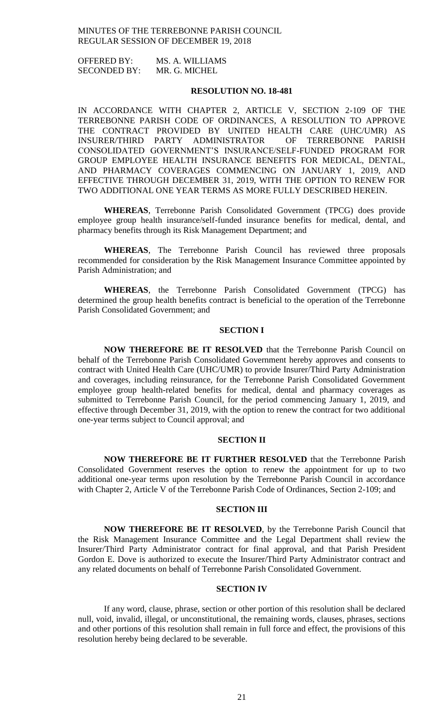OFFERED BY: MS. A. WILLIAMS
SECONDED BY: MR. G. MICHEL

**RESOLUTION NO. 18-481**

IN ACCORDANCE WITH CHAPTER 2, ARTICLE V, SECTION 2-109 OF THE TERREBONNE PARISH CODE OF ORDINANCES, A RESOLUTION TO APPROVE THE CONTRACT PROVIDED BY UNITED HEALTH CARE (UHC/UMR) AS INSURER/THIRD PARTY ADMINISTRATOR OF TERREBONNE PARISH CONSOLIDATED GOVERNMENT'S INSURANCE/SELF-FUNDED PROGRAM FOR GROUP EMPLOYEE HEALTH INSURANCE BENEFITS FOR MEDICAL, DENTAL, AND PHARMACY COVERAGES COMMENCING ON JANUARY 1, 2019, AND EFFECTIVE THROUGH DECEMBER 31, 2019, WITH THE OPTION TO RENEW FOR TWO ADDITIONAL ONE YEAR TERMS AS MORE FULLY DESCRIBED HEREIN.

**WHEREAS**, Terrebonne Parish Consolidated Government (TPCG) does provide employee group health insurance/self-funded insurance benefits for medical, dental, and pharmacy benefits through its Risk Management Department; and

**WHEREAS**, The Terrebonne Parish Council has reviewed three proposals recommended for consideration by the Risk Management Insurance Committee appointed by Parish Administration; and

**WHEREAS**, the Terrebonne Parish Consolidated Government (TPCG) has determined the group health benefits contract is beneficial to the operation of the Terrebonne Parish Consolidated Government; and

**SECTION I**

**NOW THEREFORE BE IT RESOLVED** that the Terrebonne Parish Council on behalf of the Terrebonne Parish Consolidated Government hereby approves and consents to contract with United Health Care (UHC/UMR) to provide Insurer/Third Party Administration and coverages, including reinsurance, for the Terrebonne Parish Consolidated Government employee group health-related benefits for medical, dental and pharmacy coverages as submitted to Terrebonne Parish Council, for the period commencing January 1, 2019, and effective through December 31, 2019, with the option to renew the contract for two additional one-year terms subject to Council approval; and

**SECTION II**

**NOW THEREFORE BE IT FURTHER RESOLVED** that the Terrebonne Parish Consolidated Government reserves the option to renew the appointment for up to two additional one-year terms upon resolution by the Terrebonne Parish Council in accordance with Chapter 2, Article V of the Terrebonne Parish Code of Ordinances, Section 2-109; and

**SECTION III**

**NOW THEREFORE BE IT RESOLVED**, by the Terrebonne Parish Council that the Risk Management Insurance Committee and the Legal Department shall review the Insurer/Third Party Administrator contract for final approval, and that Parish President Gordon E. Dove is authorized to execute the Insurer/Third Party Administrator contract and any related documents on behalf of Terrebonne Parish Consolidated Government.

**SECTION IV**

If any word, clause, phrase, section or other portion of this resolution shall be declared null, void, invalid, illegal, or unconstitutional, the remaining words, clauses, phrases, sections and other portions of this resolution shall remain in full force and effect, the provisions of this resolution hereby being declared to be severable.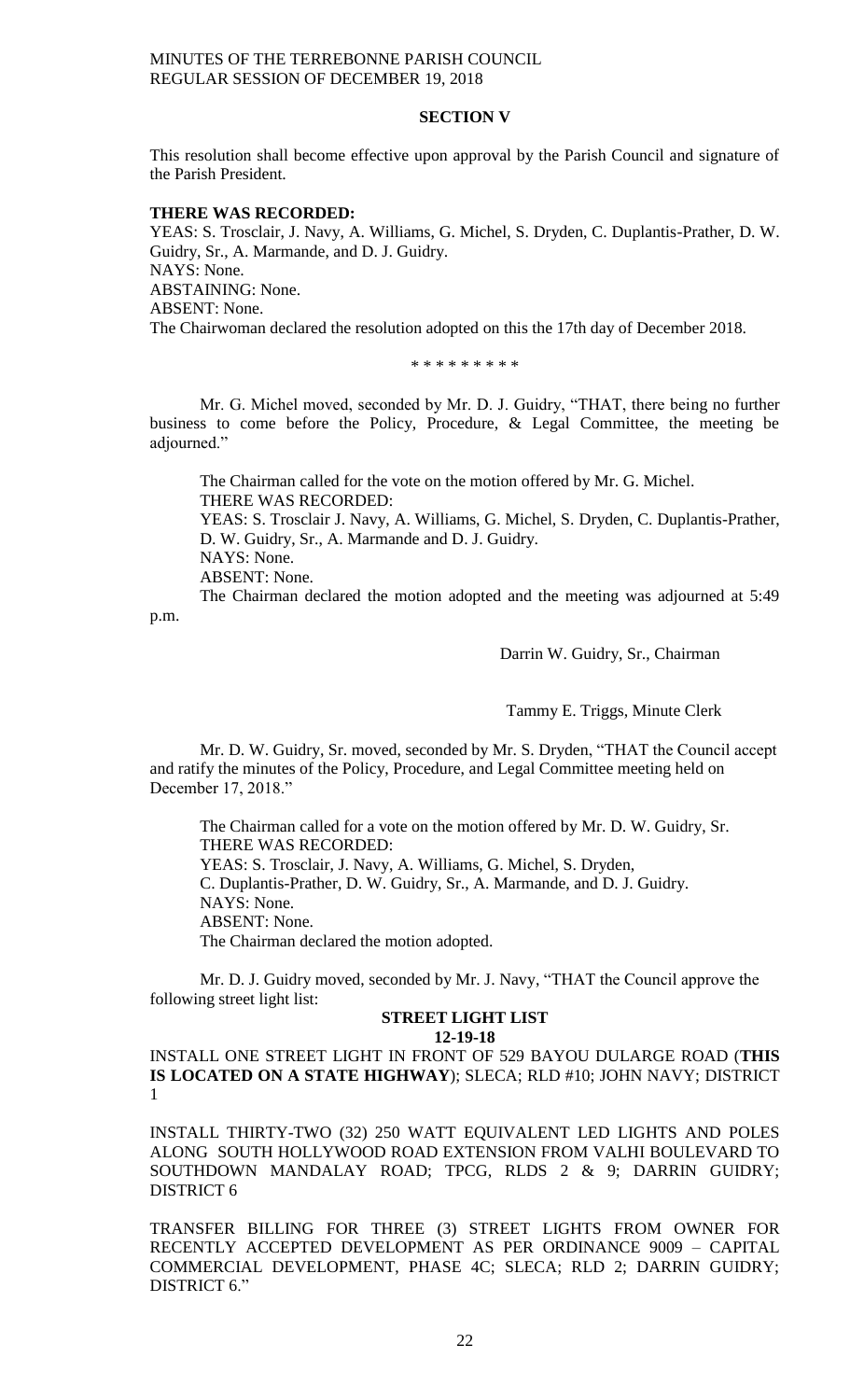**SECTION V**

This resolution shall become effective upon approval by the Parish Council and signature of the Parish President.

**THERE WAS RECORDED:**
YEAS: S. Trosclair, J. Navy, A. Williams, G. Michel, S. Dryden, C. Duplantis-Prather, D. W. Guidry, Sr., A. Marmande, and D. J. Guidry.
NAYS: None.
ABSTAINING: None.
ABSENT: None.
The Chairwoman declared the resolution adopted on this the 17th day of December 2018.

\* \* \* \* \* \* \* \* \*

Mr. G. Michel moved, seconded by Mr. D. J. Guidry, "THAT, there being no further business to come before the Policy, Procedure, & Legal Committee, the meeting be adjourned."

The Chairman called for the vote on the motion offered by Mr. G. Michel.
THERE WAS RECORDED:
YEAS: S. Trosclair J. Navy, A. Williams, G. Michel, S. Dryden, C. Duplantis-Prather, D. W. Guidry, Sr., A. Marmande and D. J. Guidry.
NAYS: None.
ABSENT: None.
The Chairman declared the motion adopted and the meeting was adjourned at 5:49 p.m.

Darrin W. Guidry, Sr., Chairman

Tammy E. Triggs, Minute Clerk

Mr. D. W. Guidry, Sr. moved, seconded by Mr. S. Dryden, "THAT the Council accept and ratify the minutes of the Policy, Procedure, and Legal Committee meeting held on December 17, 2018."

The Chairman called for a vote on the motion offered by Mr. D. W. Guidry, Sr.
THERE WAS RECORDED:
YEAS: S. Trosclair, J. Navy, A. Williams, G. Michel, S. Dryden, C. Duplantis-Prather, D. W. Guidry, Sr., A. Marmande, and D. J. Guidry.
NAYS: None.
ABSENT: None.
The Chairman declared the motion adopted.

Mr. D. J. Guidry moved, seconded by Mr. J. Navy, "THAT the Council approve the following street light list:

**STREET LIGHT LIST**
**12-19-18**

INSTALL ONE STREET LIGHT IN FRONT OF 529 BAYOU DULARGE ROAD (**THIS IS LOCATED ON A STATE HIGHWAY**); SLECA; RLD #10; JOHN NAVY; DISTRICT 1

INSTALL THIRTY-TWO (32) 250 WATT EQUIVALENT LED LIGHTS AND POLES ALONG SOUTH HOLLYWOOD ROAD EXTENSION FROM VALHI BOULEVARD TO SOUTHDOWN MANDALAY ROAD; TPCG, RLDS 2 & 9; DARRIN GUIDRY; DISTRICT 6

TRANSFER BILLING FOR THREE (3) STREET LIGHTS FROM OWNER FOR RECENTLY ACCEPTED DEVELOPMENT AS PER ORDINANCE 9009 – CAPITAL COMMERCIAL DEVELOPMENT, PHASE 4C; SLECA; RLD 2; DARRIN GUIDRY; DISTRICT 6."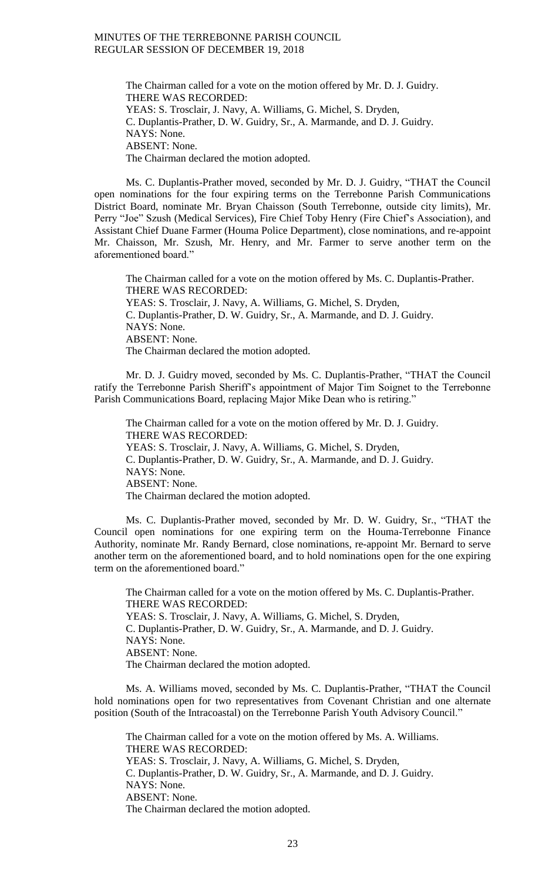The Chairman called for a vote on the motion offered by Mr. D. J. Guidry.
THERE WAS RECORDED:
YEAS: S. Trosclair, J. Navy, A. Williams, G. Michel, S. Dryden, C. Duplantis-Prather, D. W. Guidry, Sr., A. Marmande, and D. J. Guidry.
NAYS: None.
ABSENT: None.
The Chairman declared the motion adopted.

Ms. C. Duplantis-Prather moved, seconded by Mr. D. J. Guidry, "THAT the Council open nominations for the four expiring terms on the Terrebonne Parish Communications District Board, nominate Mr. Bryan Chaisson (South Terrebonne, outside city limits), Mr. Perry "Joe" Szush (Medical Services), Fire Chief Toby Henry (Fire Chief's Association), and Assistant Chief Duane Farmer (Houma Police Department), close nominations, and re-appoint Mr. Chaisson, Mr. Szush, Mr. Henry, and Mr. Farmer to serve another term on the aforementioned board."

The Chairman called for a vote on the motion offered by Ms. C. Duplantis-Prather.
THERE WAS RECORDED:
YEAS: S. Trosclair, J. Navy, A. Williams, G. Michel, S. Dryden, C. Duplantis-Prather, D. W. Guidry, Sr., A. Marmande, and D. J. Guidry.
NAYS: None.
ABSENT: None.
The Chairman declared the motion adopted.

Mr. D. J. Guidry moved, seconded by Ms. C. Duplantis-Prather, "THAT the Council ratify the Terrebonne Parish Sheriff's appointment of Major Tim Soignet to the Terrebonne Parish Communications Board, replacing Major Mike Dean who is retiring."

The Chairman called for a vote on the motion offered by Mr. D. J. Guidry.
THERE WAS RECORDED:
YEAS: S. Trosclair, J. Navy, A. Williams, G. Michel, S. Dryden, C. Duplantis-Prather, D. W. Guidry, Sr., A. Marmande, and D. J. Guidry.
NAYS: None.
ABSENT: None.
The Chairman declared the motion adopted.

Ms. C. Duplantis-Prather moved, seconded by Mr. D. W. Guidry, Sr., "THAT the Council open nominations for one expiring term on the Houma-Terrebonne Finance Authority, nominate Mr. Randy Bernard, close nominations, re-appoint Mr. Bernard to serve another term on the aforementioned board, and to hold nominations open for the one expiring term on the aforementioned board."

The Chairman called for a vote on the motion offered by Ms. C. Duplantis-Prather.
THERE WAS RECORDED:
YEAS: S. Trosclair, J. Navy, A. Williams, G. Michel, S. Dryden, C. Duplantis-Prather, D. W. Guidry, Sr., A. Marmande, and D. J. Guidry.
NAYS: None.
ABSENT: None.
The Chairman declared the motion adopted.

Ms. A. Williams moved, seconded by Ms. C. Duplantis-Prather, "THAT the Council hold nominations open for two representatives from Covenant Christian and one alternate position (South of the Intracoastal) on the Terrebonne Parish Youth Advisory Council."

The Chairman called for a vote on the motion offered by Ms. A. Williams.
THERE WAS RECORDED:
YEAS: S. Trosclair, J. Navy, A. Williams, G. Michel, S. Dryden, C. Duplantis-Prather, D. W. Guidry, Sr., A. Marmande, and D. J. Guidry.
NAYS: None.
ABSENT: None.
The Chairman declared the motion adopted.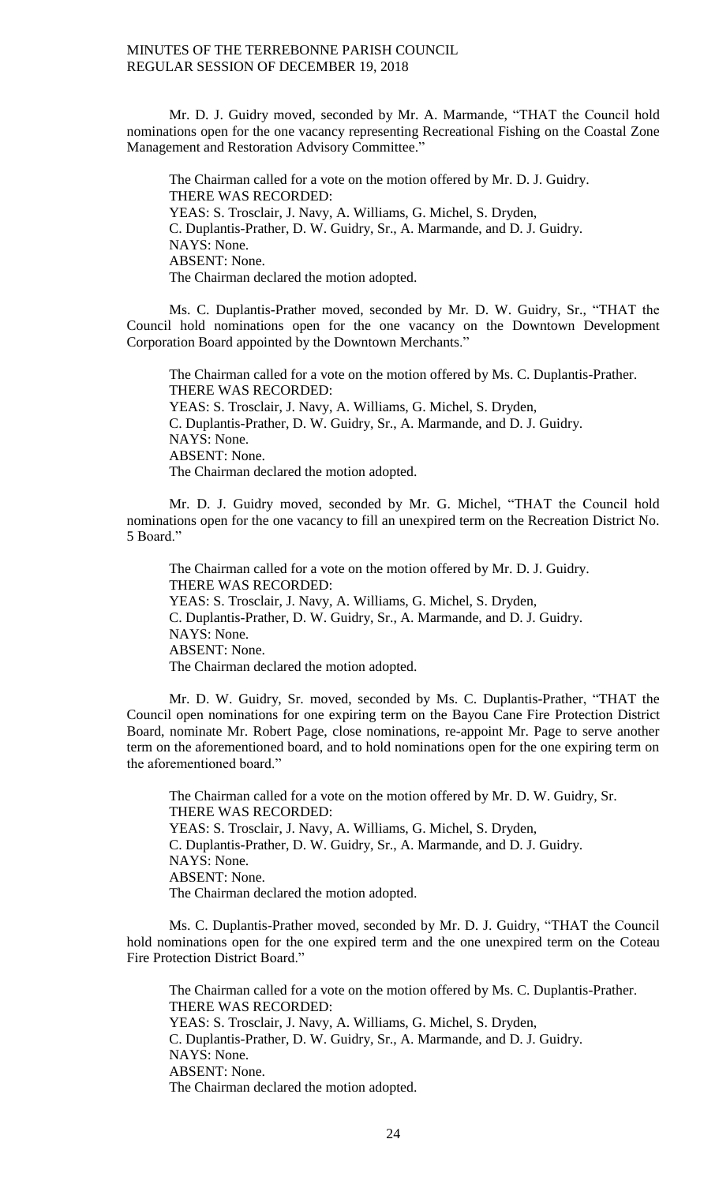Mr. D. J. Guidry moved, seconded by Mr. A. Marmande, "THAT the Council hold nominations open for the one vacancy representing Recreational Fishing on the Coastal Zone Management and Restoration Advisory Committee."

The Chairman called for a vote on the motion offered by Mr. D. J. Guidry.
THERE WAS RECORDED:
YEAS: S. Trosclair, J. Navy, A. Williams, G. Michel, S. Dryden, C. Duplantis-Prather, D. W. Guidry, Sr., A. Marmande, and D. J. Guidry.
NAYS: None.
ABSENT: None.
The Chairman declared the motion adopted.

Ms. C. Duplantis-Prather moved, seconded by Mr. D. W. Guidry, Sr., "THAT the Council hold nominations open for the one vacancy on the Downtown Development Corporation Board appointed by the Downtown Merchants."

The Chairman called for a vote on the motion offered by Ms. C. Duplantis-Prather.
THERE WAS RECORDED:
YEAS: S. Trosclair, J. Navy, A. Williams, G. Michel, S. Dryden, C. Duplantis-Prather, D. W. Guidry, Sr., A. Marmande, and D. J. Guidry.
NAYS: None.
ABSENT: None.
The Chairman declared the motion adopted.

Mr. D. J. Guidry moved, seconded by Mr. G. Michel, "THAT the Council hold nominations open for the one vacancy to fill an unexpired term on the Recreation District No. 5 Board."

The Chairman called for a vote on the motion offered by Mr. D. J. Guidry.
THERE WAS RECORDED:
YEAS: S. Trosclair, J. Navy, A. Williams, G. Michel, S. Dryden, C. Duplantis-Prather, D. W. Guidry, Sr., A. Marmande, and D. J. Guidry.
NAYS: None.
ABSENT: None.
The Chairman declared the motion adopted.

Mr. D. W. Guidry, Sr. moved, seconded by Ms. C. Duplantis-Prather, "THAT the Council open nominations for one expiring term on the Bayou Cane Fire Protection District Board, nominate Mr. Robert Page, close nominations, re-appoint Mr. Page to serve another term on the aforementioned board, and to hold nominations open for the one expiring term on the aforementioned board."

The Chairman called for a vote on the motion offered by Mr. D. W. Guidry, Sr.
THERE WAS RECORDED:
YEAS: S. Trosclair, J. Navy, A. Williams, G. Michel, S. Dryden, C. Duplantis-Prather, D. W. Guidry, Sr., A. Marmande, and D. J. Guidry.
NAYS: None.
ABSENT: None.
The Chairman declared the motion adopted.

Ms. C. Duplantis-Prather moved, seconded by Mr. D. J. Guidry, "THAT the Council hold nominations open for the one expired term and the one unexpired term on the Coteau Fire Protection District Board."

The Chairman called for a vote on the motion offered by Ms. C. Duplantis-Prather.
THERE WAS RECORDED:
YEAS: S. Trosclair, J. Navy, A. Williams, G. Michel, S. Dryden, C. Duplantis-Prather, D. W. Guidry, Sr., A. Marmande, and D. J. Guidry.
NAYS: None.
ABSENT: None.
The Chairman declared the motion adopted.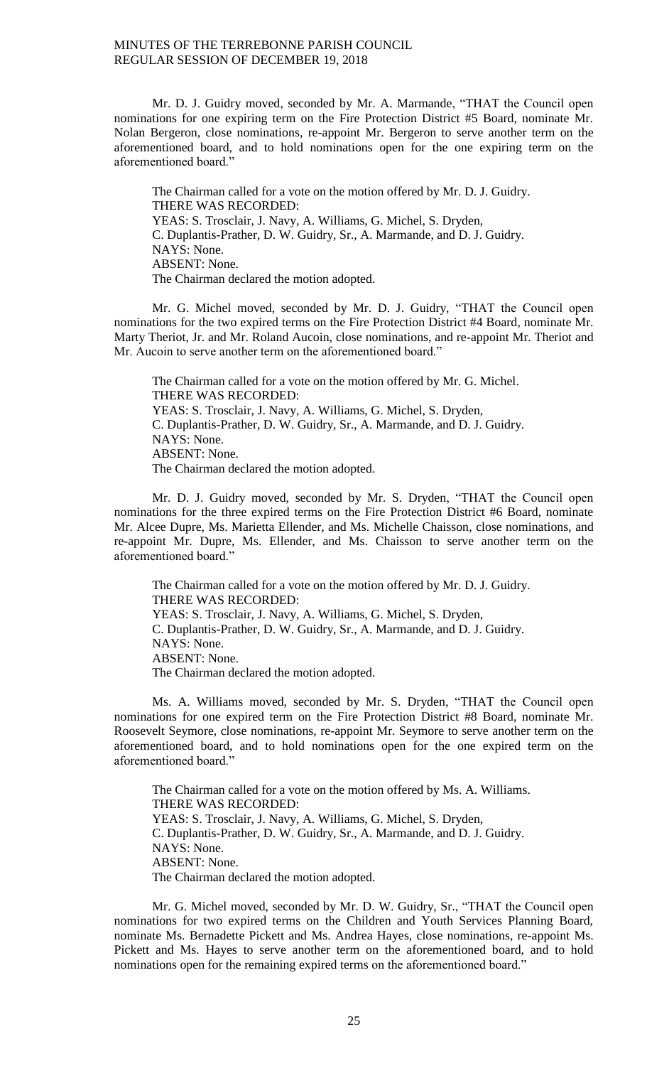Mr. D. J. Guidry moved, seconded by Mr. A. Marmande, "THAT the Council open nominations for one expiring term on the Fire Protection District #5 Board, nominate Mr. Nolan Bergeron, close nominations, re-appoint Mr. Bergeron to serve another term on the aforementioned board, and to hold nominations open for the one expiring term on the aforementioned board."

The Chairman called for a vote on the motion offered by Mr. D. J. Guidry.
THERE WAS RECORDED:
YEAS: S. Trosclair, J. Navy, A. Williams, G. Michel, S. Dryden,
C. Duplantis-Prather, D. W. Guidry, Sr., A. Marmande, and D. J. Guidry.
NAYS: None.
ABSENT: None.
The Chairman declared the motion adopted.

Mr. G. Michel moved, seconded by Mr. D. J. Guidry, "THAT the Council open nominations for the two expired terms on the Fire Protection District #4 Board, nominate Mr. Marty Theriot, Jr. and Mr. Roland Aucoin, close nominations, and re-appoint Mr. Theriot and Mr. Aucoin to serve another term on the aforementioned board."

The Chairman called for a vote on the motion offered by Mr. G. Michel.
THERE WAS RECORDED:
YEAS: S. Trosclair, J. Navy, A. Williams, G. Michel, S. Dryden,
C. Duplantis-Prather, D. W. Guidry, Sr., A. Marmande, and D. J. Guidry.
NAYS: None.
ABSENT: None.
The Chairman declared the motion adopted.

Mr. D. J. Guidry moved, seconded by Mr. S. Dryden, "THAT the Council open nominations for the three expired terms on the Fire Protection District #6 Board, nominate Mr. Alcee Dupre, Ms. Marietta Ellender, and Ms. Michelle Chaisson, close nominations, and re-appoint Mr. Dupre, Ms. Ellender, and Ms. Chaisson to serve another term on the aforementioned board."

The Chairman called for a vote on the motion offered by Mr. D. J. Guidry.
THERE WAS RECORDED:
YEAS: S. Trosclair, J. Navy, A. Williams, G. Michel, S. Dryden,
C. Duplantis-Prather, D. W. Guidry, Sr., A. Marmande, and D. J. Guidry.
NAYS: None.
ABSENT: None.
The Chairman declared the motion adopted.

Ms. A. Williams moved, seconded by Mr. S. Dryden, "THAT the Council open nominations for one expired term on the Fire Protection District #8 Board, nominate Mr. Roosevelt Seymore, close nominations, re-appoint Mr. Seymore to serve another term on the aforementioned board, and to hold nominations open for the one expired term on the aforementioned board."

The Chairman called for a vote on the motion offered by Ms. A. Williams.
THERE WAS RECORDED:
YEAS: S. Trosclair, J. Navy, A. Williams, G. Michel, S. Dryden,
C. Duplantis-Prather, D. W. Guidry, Sr., A. Marmande, and D. J. Guidry.
NAYS: None.
ABSENT: None.
The Chairman declared the motion adopted.

Mr. G. Michel moved, seconded by Mr. D. W. Guidry, Sr., "THAT the Council open nominations for two expired terms on the Children and Youth Services Planning Board, nominate Ms. Bernadette Pickett and Ms. Andrea Hayes, close nominations, re-appoint Ms. Pickett and Ms. Hayes to serve another term on the aforementioned board, and to hold nominations open for the remaining expired terms on the aforementioned board."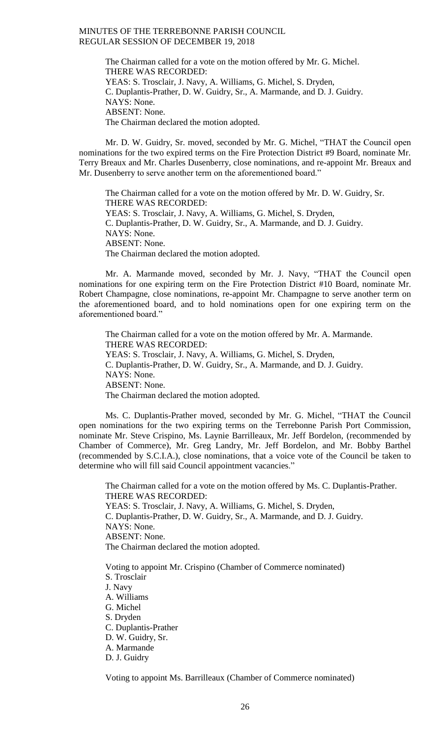The Chairman called for a vote on the motion offered by Mr. G. Michel.
THERE WAS RECORDED:
YEAS: S. Trosclair, J. Navy, A. Williams, G. Michel, S. Dryden, C. Duplantis-Prather, D. W. Guidry, Sr., A. Marmande, and D. J. Guidry.
NAYS: None.
ABSENT: None.
The Chairman declared the motion adopted.

Mr. D. W. Guidry, Sr. moved, seconded by Mr. G. Michel, "THAT the Council open nominations for the two expired terms on the Fire Protection District #9 Board, nominate Mr. Terry Breaux and Mr. Charles Dusenberry, close nominations, and re-appoint Mr. Breaux and Mr. Dusenberry to serve another term on the aforementioned board."

The Chairman called for a vote on the motion offered by Mr. D. W. Guidry, Sr.
THERE WAS RECORDED:
YEAS: S. Trosclair, J. Navy, A. Williams, G. Michel, S. Dryden, C. Duplantis-Prather, D. W. Guidry, Sr., A. Marmande, and D. J. Guidry.
NAYS: None.
ABSENT: None.
The Chairman declared the motion adopted.

Mr. A. Marmande moved, seconded by Mr. J. Navy, "THAT the Council open nominations for one expiring term on the Fire Protection District #10 Board, nominate Mr. Robert Champagne, close nominations, re-appoint Mr. Champagne to serve another term on the aforementioned board, and to hold nominations open for one expiring term on the aforementioned board."

The Chairman called for a vote on the motion offered by Mr. A. Marmande.
THERE WAS RECORDED:
YEAS: S. Trosclair, J. Navy, A. Williams, G. Michel, S. Dryden, C. Duplantis-Prather, D. W. Guidry, Sr., A. Marmande, and D. J. Guidry.
NAYS: None.
ABSENT: None.
The Chairman declared the motion adopted.

Ms. C. Duplantis-Prather moved, seconded by Mr. G. Michel, "THAT the Council open nominations for the two expiring terms on the Terrebonne Parish Port Commission, nominate Mr. Steve Crispino, Ms. Laynie Barrilleaux, Mr. Jeff Bordelon, (recommended by Chamber of Commerce), Mr. Greg Landry, Mr. Jeff Bordelon, and Mr. Bobby Barthel (recommended by S.C.I.A.), close nominations, that a voice vote of the Council be taken to determine who will fill said Council appointment vacancies."

The Chairman called for a vote on the motion offered by Ms. C. Duplantis-Prather.
THERE WAS RECORDED:
YEAS: S. Trosclair, J. Navy, A. Williams, G. Michel, S. Dryden, C. Duplantis-Prather, D. W. Guidry, Sr., A. Marmande, and D. J. Guidry.
NAYS: None.
ABSENT: None.
The Chairman declared the motion adopted.

Voting to appoint Mr. Crispino (Chamber of Commerce nominated)
S. Trosclair
J. Navy
A. Williams
G. Michel
S. Dryden
C. Duplantis-Prather
D. W. Guidry, Sr.
A. Marmande
D. J. Guidry

Voting to appoint Ms. Barrilleaux (Chamber of Commerce nominated)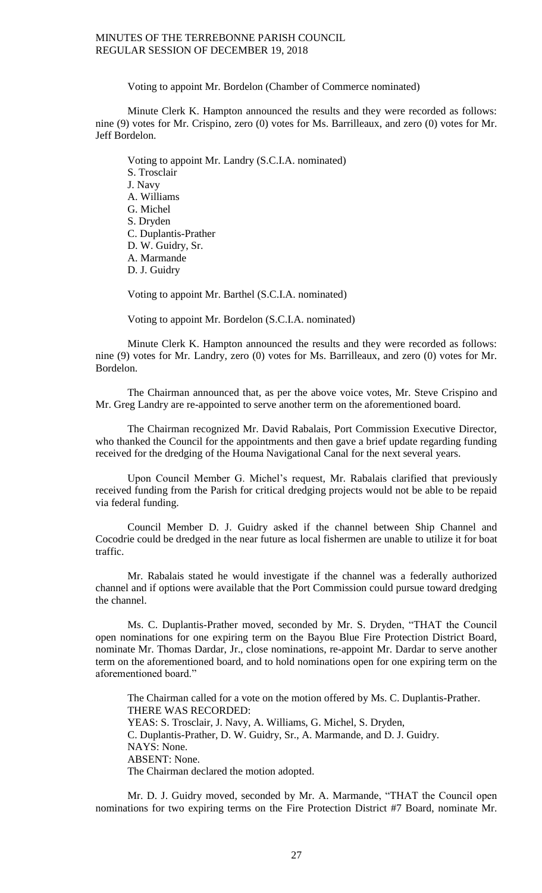Voting to appoint Mr. Bordelon (Chamber of Commerce nominated)

Minute Clerk K. Hampton announced the results and they were recorded as follows: nine (9) votes for Mr. Crispino, zero (0) votes for Ms. Barrilleaux, and zero (0) votes for Mr. Jeff Bordelon.

Voting to appoint Mr. Landry (S.C.I.A. nominated)
S. Trosclair
J. Navy
A. Williams
G. Michel
S. Dryden
C. Duplantis-Prather
D. W. Guidry, Sr.
A. Marmande
D. J. Guidry

Voting to appoint Mr. Barthel (S.C.I.A. nominated)

Voting to appoint Mr. Bordelon (S.C.I.A. nominated)

Minute Clerk K. Hampton announced the results and they were recorded as follows: nine (9) votes for Mr. Landry, zero (0) votes for Ms. Barrilleaux, and zero (0) votes for Mr. Bordelon.

The Chairman announced that, as per the above voice votes, Mr. Steve Crispino and Mr. Greg Landry are re-appointed to serve another term on the aforementioned board.

The Chairman recognized Mr. David Rabalais, Port Commission Executive Director, who thanked the Council for the appointments and then gave a brief update regarding funding received for the dredging of the Houma Navigational Canal for the next several years.

Upon Council Member G. Michel's request, Mr. Rabalais clarified that previously received funding from the Parish for critical dredging projects would not be able to be repaid via federal funding.

Council Member D. J. Guidry asked if the channel between Ship Channel and Cocodrie could be dredged in the near future as local fishermen are unable to utilize it for boat traffic.

Mr. Rabalais stated he would investigate if the channel was a federally authorized channel and if options were available that the Port Commission could pursue toward dredging the channel.

Ms. C. Duplantis-Prather moved, seconded by Mr. S. Dryden, "THAT the Council open nominations for one expiring term on the Bayou Blue Fire Protection District Board, nominate Mr. Thomas Dardar, Jr., close nominations, re-appoint Mr. Dardar to serve another term on the aforementioned board, and to hold nominations open for one expiring term on the aforementioned board."

The Chairman called for a vote on the motion offered by Ms. C. Duplantis-Prather.
THERE WAS RECORDED:
YEAS: S. Trosclair, J. Navy, A. Williams, G. Michel, S. Dryden, C. Duplantis-Prather, D. W. Guidry, Sr., A. Marmande, and D. J. Guidry.
NAYS: None.
ABSENT: None.
The Chairman declared the motion adopted.

Mr. D. J. Guidry moved, seconded by Mr. A. Marmande, "THAT the Council open nominations for two expiring terms on the Fire Protection District #7 Board, nominate Mr.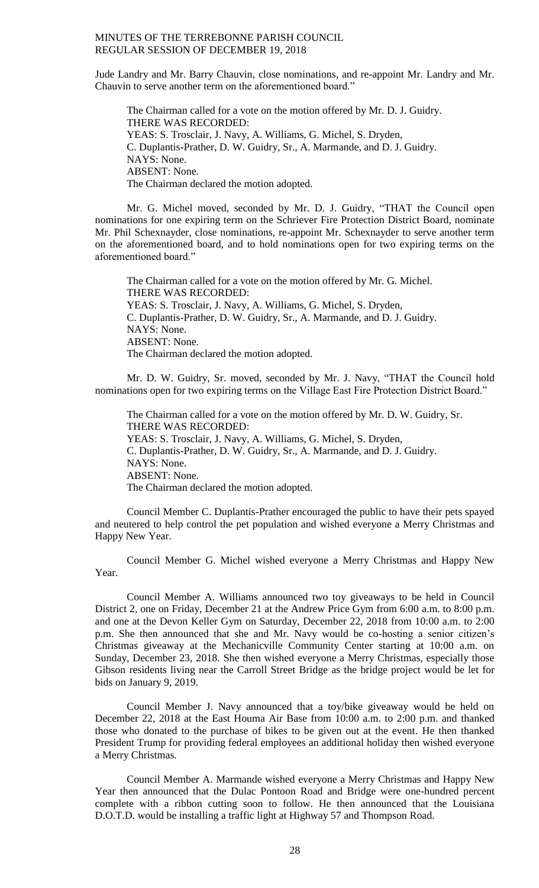Jude Landry and Mr. Barry Chauvin, close nominations, and re-appoint Mr. Landry and Mr. Chauvin to serve another term on the aforementioned board."

The Chairman called for a vote on the motion offered by Mr. D. J. Guidry.
THERE WAS RECORDED:
YEAS: S. Trosclair, J. Navy, A. Williams, G. Michel, S. Dryden, C. Duplantis-Prather, D. W. Guidry, Sr., A. Marmande, and D. J. Guidry.
NAYS: None.
ABSENT: None.
The Chairman declared the motion adopted.

Mr. G. Michel moved, seconded by Mr. D. J. Guidry, "THAT the Council open nominations for one expiring term on the Schriever Fire Protection District Board, nominate Mr. Phil Schexnayder, close nominations, re-appoint Mr. Schexnayder to serve another term on the aforementioned board, and to hold nominations open for two expiring terms on the aforementioned board."

The Chairman called for a vote on the motion offered by Mr. G. Michel.
THERE WAS RECORDED:
YEAS: S. Trosclair, J. Navy, A. Williams, G. Michel, S. Dryden, C. Duplantis-Prather, D. W. Guidry, Sr., A. Marmande, and D. J. Guidry.
NAYS: None.
ABSENT: None.
The Chairman declared the motion adopted.

Mr. D. W. Guidry, Sr. moved, seconded by Mr. J. Navy, "THAT the Council hold nominations open for two expiring terms on the Village East Fire Protection District Board."

The Chairman called for a vote on the motion offered by Mr. D. W. Guidry, Sr.
THERE WAS RECORDED:
YEAS: S. Trosclair, J. Navy, A. Williams, G. Michel, S. Dryden, C. Duplantis-Prather, D. W. Guidry, Sr., A. Marmande, and D. J. Guidry.
NAYS: None.
ABSENT: None.
The Chairman declared the motion adopted.

Council Member C. Duplantis-Prather encouraged the public to have their pets spayed and neutered to help control the pet population and wished everyone a Merry Christmas and Happy New Year.

Council Member G. Michel wished everyone a Merry Christmas and Happy New Year.

Council Member A. Williams announced two toy giveaways to be held in Council District 2, one on Friday, December 21 at the Andrew Price Gym from 6:00 a.m. to 8:00 p.m. and one at the Devon Keller Gym on Saturday, December 22, 2018 from 10:00 a.m. to 2:00 p.m. She then announced that she and Mr. Navy would be co-hosting a senior citizen's Christmas giveaway at the Mechanicville Community Center starting at 10:00 a.m. on Sunday, December 23, 2018. She then wished everyone a Merry Christmas, especially those Gibson residents living near the Carroll Street Bridge as the bridge project would be let for bids on January 9, 2019.

Council Member J. Navy announced that a toy/bike giveaway would be held on December 22, 2018 at the East Houma Air Base from 10:00 a.m. to 2:00 p.m. and thanked those who donated to the purchase of bikes to be given out at the event. He then thanked President Trump for providing federal employees an additional holiday then wished everyone a Merry Christmas.

Council Member A. Marmande wished everyone a Merry Christmas and Happy New Year then announced that the Dulac Pontoon Road and Bridge were one-hundred percent complete with a ribbon cutting soon to follow. He then announced that the Louisiana D.O.T.D. would be installing a traffic light at Highway 57 and Thompson Road.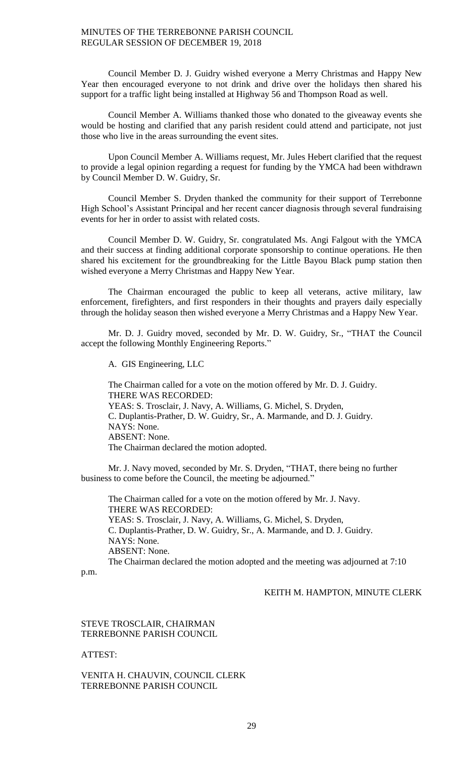Council Member D. J. Guidry wished everyone a Merry Christmas and Happy New Year then encouraged everyone to not drink and drive over the holidays then shared his support for a traffic light being installed at Highway 56 and Thompson Road as well.

Council Member A. Williams thanked those who donated to the giveaway events she would be hosting and clarified that any parish resident could attend and participate, not just those who live in the areas surrounding the event sites.

Upon Council Member A. Williams request, Mr. Jules Hebert clarified that the request to provide a legal opinion regarding a request for funding by the YMCA had been withdrawn by Council Member D. W. Guidry, Sr.

Council Member S. Dryden thanked the community for their support of Terrebonne High School's Assistant Principal and her recent cancer diagnosis through several fundraising events for her in order to assist with related costs.

Council Member D. W. Guidry, Sr. congratulated Ms. Angi Falgout with the YMCA and their success at finding additional corporate sponsorship to continue operations. He then shared his excitement for the groundbreaking for the Little Bayou Black pump station then wished everyone a Merry Christmas and Happy New Year.

The Chairman encouraged the public to keep all veterans, active military, law enforcement, firefighters, and first responders in their thoughts and prayers daily especially through the holiday season then wished everyone a Merry Christmas and a Happy New Year.

Mr. D. J. Guidry moved, seconded by Mr. D. W. Guidry, Sr., "THAT the Council accept the following Monthly Engineering Reports."

A. GIS Engineering, LLC

The Chairman called for a vote on the motion offered by Mr. D. J. Guidry.
THERE WAS RECORDED:
YEAS: S. Trosclair, J. Navy, A. Williams, G. Michel, S. Dryden, C. Duplantis-Prather, D. W. Guidry, Sr., A. Marmande, and D. J. Guidry.
NAYS: None.
ABSENT: None.
The Chairman declared the motion adopted.

Mr. J. Navy moved, seconded by Mr. S. Dryden, "THAT, there being no further business to come before the Council, the meeting be adjourned."

The Chairman called for a vote on the motion offered by Mr. J. Navy.
THERE WAS RECORDED:
YEAS: S. Trosclair, J. Navy, A. Williams, G. Michel, S. Dryden, C. Duplantis-Prather, D. W. Guidry, Sr., A. Marmande, and D. J. Guidry.
NAYS: None.
ABSENT: None.
The Chairman declared the motion adopted and the meeting was adjourned at 7:10 p.m.

KEITH M. HAMPTON, MINUTE CLERK

STEVE TROSCLAIR, CHAIRMAN
TERREBONNE PARISH COUNCIL

ATTEST:

VENITA H. CHAUVIN, COUNCIL CLERK
TERREBONNE PARISH COUNCIL